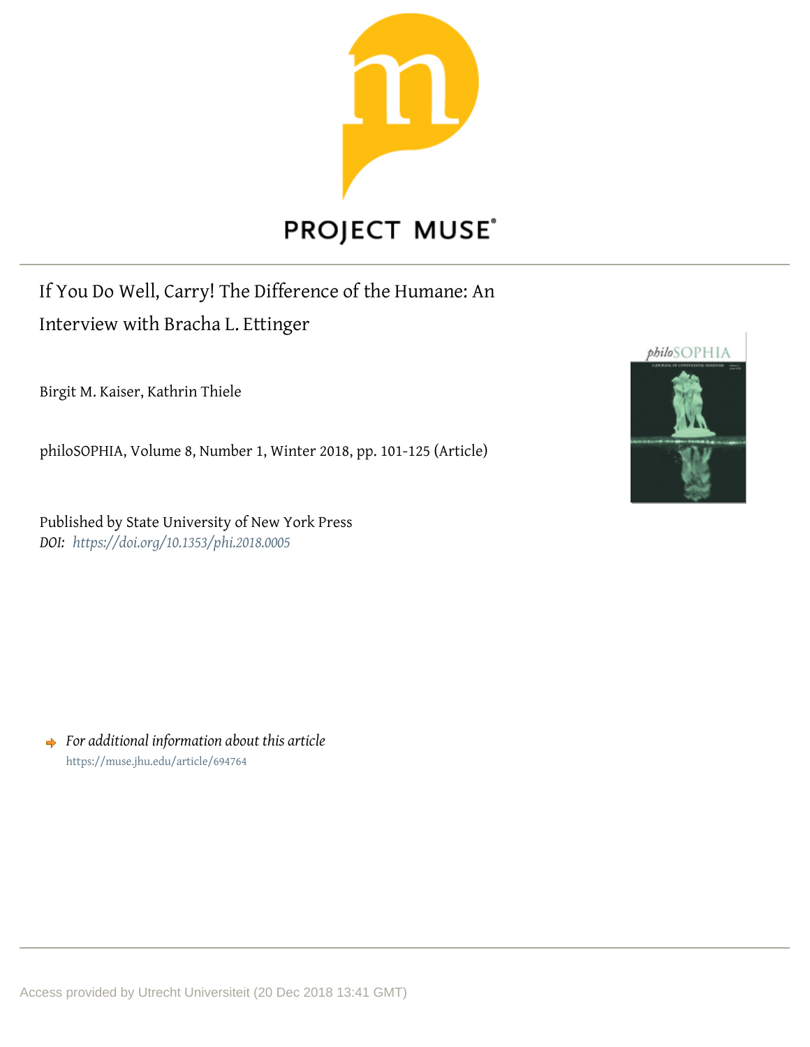PROJECT MUSE

# If You Do Well, Carry! The Difference of the Humane: An Interview with Bracha L. Ettinger

Birgit M. Kaiser, Kathrin Thiele

philoSOPHIA, Volume 8, Number 1, Winter 2018, pp. 101-125 (Article)

Published by State University of New York Press
*DOI: https://doi.org/10.1353/phi.2018.0005*

➡ *For additional information about this article*
https://muse.jhu.edu/article/694764

Access provided by Utrecht Universiteit (20 Dec 2018 13:41 GMT)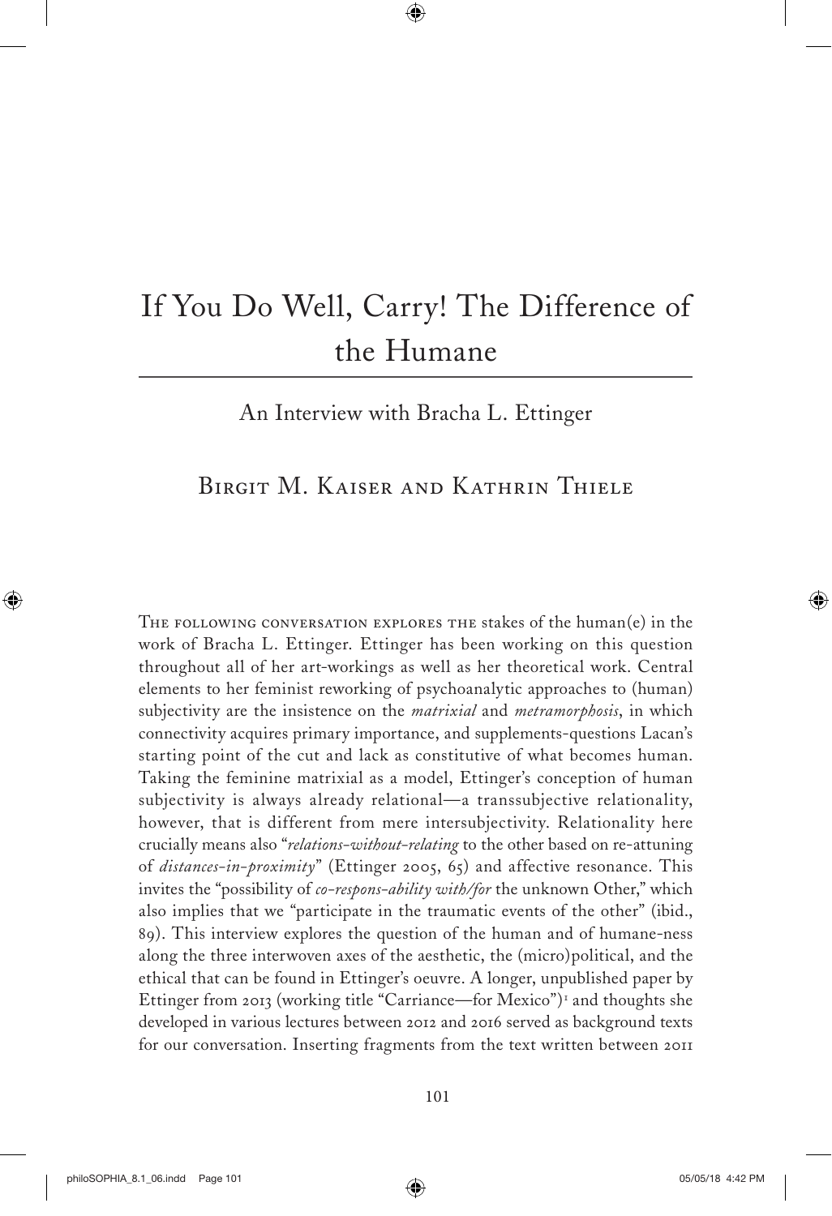# If You Do Well, Carry! The Difference of the Humane

## An Interview with Bracha L. Ettinger

### Birgit M. Kaiser and Kathrin Thiele

The following conversation explores the stakes of the human(e) in the work of Bracha L. Ettinger. Ettinger has been working on this question throughout all of her art-workings as well as her theoretical work. Central elements to her feminist reworking of psychoanalytic approaches to (human) subjectivity are the insistence on the *matrixial* and *metramorphosis*, in which connectivity acquires primary importance, and supplements-questions Lacan's starting point of the cut and lack as constitutive of what becomes human. Taking the feminine matrixial as a model, Ettinger's conception of human subjectivity is always already relational—a transsubjective relationality, however, that is different from mere intersubjectivity. Relationality here crucially means also "*relations-without-relating* to the other based on re-attuning of *distances-in-proximity*" (Ettinger 2005, 65) and affective resonance. This invites the "possibility of *co-respons-ability with/for* the unknown Other," which also implies that we "participate in the traumatic events of the other" (ibid., 89). This interview explores the question of the human and of humane-ness along the three interwoven axes of the aesthetic, the (micro)political, and the ethical that can be found in Ettinger's oeuvre. A longer, unpublished paper by Ettinger from 2013 (working title "Carriance—for Mexico")[1] and thoughts she developed in various lectures between 2012 and 2016 served as background texts for our conversation. Inserting fragments from the text written between 2011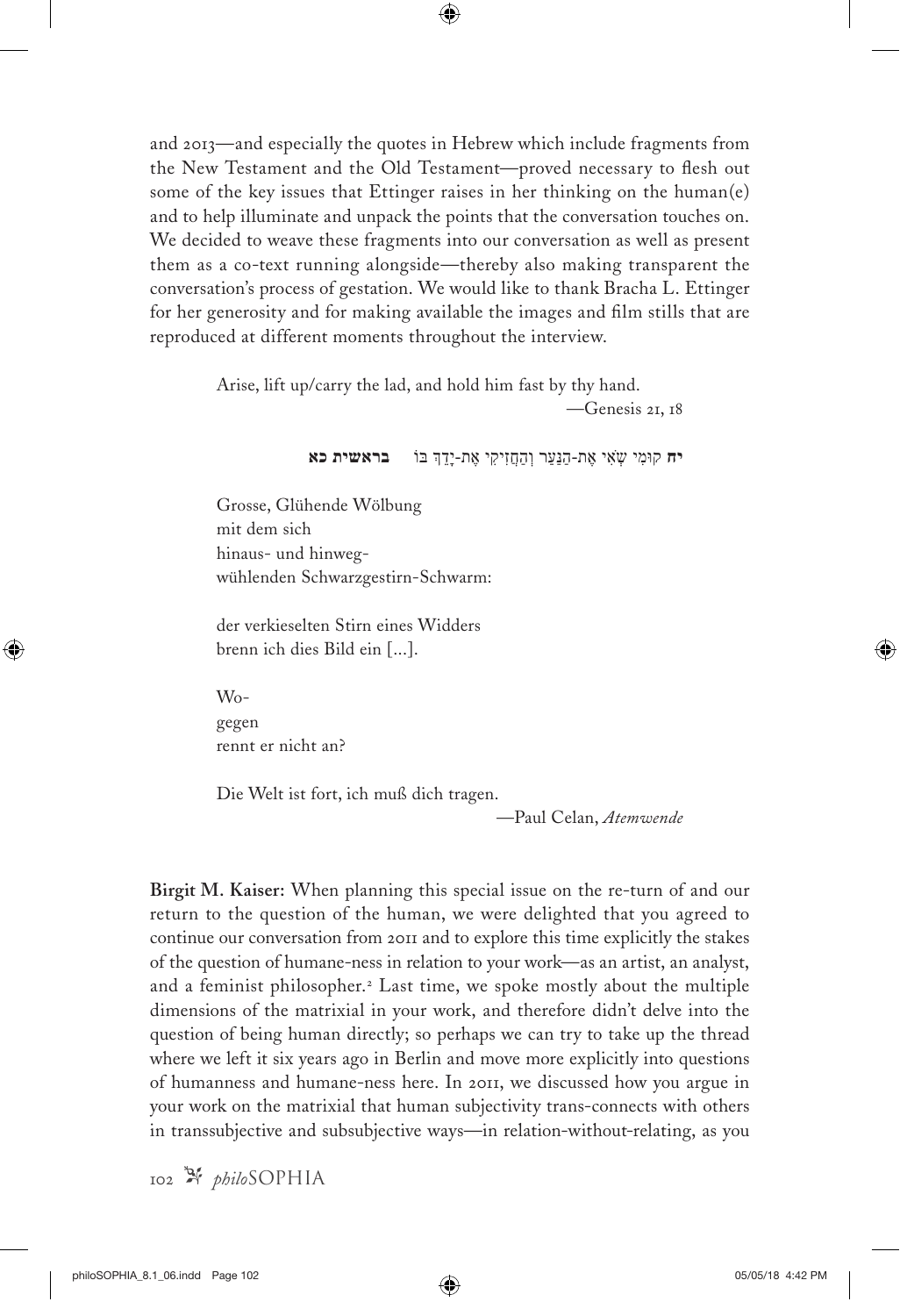and 2013—and especially the quotes in Hebrew which include fragments from the New Testament and the Old Testament—proved necessary to flesh out some of the key issues that Ettinger raises in her thinking on the human(e) and to help illuminate and unpack the points that the conversation touches on. We decided to weave these fragments into our conversation as well as present them as a co-text running alongside—thereby also making transparent the conversation's process of gestation. We would like to thank Bracha L. Ettinger for her generosity and for making available the images and film stills that are reproduced at different moments throughout the interview.

> Arise, lift up/carry the lad, and hold him fast by thy hand.
>
> —Genesis 21, 18
>
> **יח** קוּמִי שְׂאִי אֶת-הַנַּעַר וְהַחֲזִיקִי אֶת-יָדֵךְ בּוֹ **בראשית כא**
>
> Grosse, Glühende Wölbung
> mit dem sich
> hinaus- und hinweg-
> wühlenden Schwarzgestirn-Schwarm:
>
> der verkieselten Stirn eines Widders
> brenn ich dies Bild ein [...].
>
> Wo-
> gegen
> rennt er nicht an?
>
> Die Welt ist fort, ich muß dich tragen.
>
> —Paul Celan, *Atemwende*

**Birgit M. Kaiser:** When planning this special issue on the re-turn of and our return to the question of the human, we were delighted that you agreed to continue our conversation from 2011 and to explore this time explicitly the stakes of the question of humane-ness in relation to your work—as an artist, an analyst, and a feminist philosopher.[2] Last time, we spoke mostly about the multiple dimensions of the matrixial in your work, and therefore didn't delve into the question of being human directly; so perhaps we can try to take up the thread where we left it six years ago in Berlin and move more explicitly into questions of humanness and humane-ness here. In 2011, we discussed how you argue in your work on the matrixial that human subjectivity trans-connects with others in transsubjective and subsubjective ways—in relation-without-relating, as you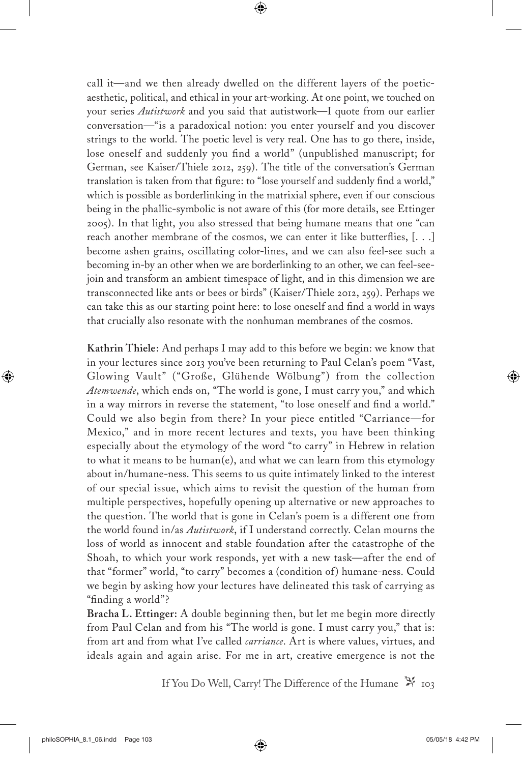call it—and we then already dwelled on the different layers of the poetic-aesthetic, political, and ethical in your art-working. At one point, we touched on your series *Autistwork* and you said that autistwork—I quote from our earlier conversation—"is a paradoxical notion: you enter yourself and you discover strings to the world. The poetic level is very real. One has to go there, inside, lose oneself and suddenly you find a world" (unpublished manuscript; for German, see Kaiser/Thiele 2012, 259). The title of the conversation's German translation is taken from that figure: to "lose yourself and suddenly find a world," which is possible as borderlinking in the matrixial sphere, even if our conscious being in the phallic-symbolic is not aware of this (for more details, see Ettinger 2005). In that light, you also stressed that being humane means that one "can reach another membrane of the cosmos, we can enter it like butterflies, [. . .] become ashen grains, oscillating color-lines, and we can also feel-see such a becoming in-by an other when we are borderlinking to an other, we can feel-see-join and transform an ambient timespace of light, and in this dimension we are transconnected like ants or bees or birds" (Kaiser/Thiele 2012, 259). Perhaps we can take this as our starting point here: to lose oneself and find a world in ways that crucially also resonate with the nonhuman membranes of the cosmos.

**Kathrin Thiele:** And perhaps I may add to this before we begin: we know that in your lectures since 2013 you've been returning to Paul Celan's poem "Vast, Glowing Vault" ("Große, Glühende Wölbung") from the collection *Atemwende*, which ends on, "The world is gone, I must carry you," and which in a way mirrors in reverse the statement, "to lose oneself and find a world." Could we also begin from there? In your piece entitled "Carriance—for Mexico," and in more recent lectures and texts, you have been thinking especially about the etymology of the word "to carry" in Hebrew in relation to what it means to be human(e), and what we can learn from this etymology about in/humane-ness. This seems to us quite intimately linked to the interest of our special issue, which aims to revisit the question of the human from multiple perspectives, hopefully opening up alternative or new approaches to the question. The world that is gone in Celan's poem is a different one from the world found in/as *Autistwork*, if I understand correctly. Celan mourns the loss of world as innocent and stable foundation after the catastrophe of the Shoah, to which your work responds, yet with a new task—after the end of that "former" world, "to carry" becomes a (condition of) humane-ness. Could we begin by asking how your lectures have delineated this task of carrying as "finding a world"?

**Bracha L. Ettinger:** A double beginning then, but let me begin more directly from Paul Celan and from his "The world is gone. I must carry you," that is: from art and from what I've called *carriance*. Art is where values, virtues, and ideals again and again arise. For me in art, creative emergence is not the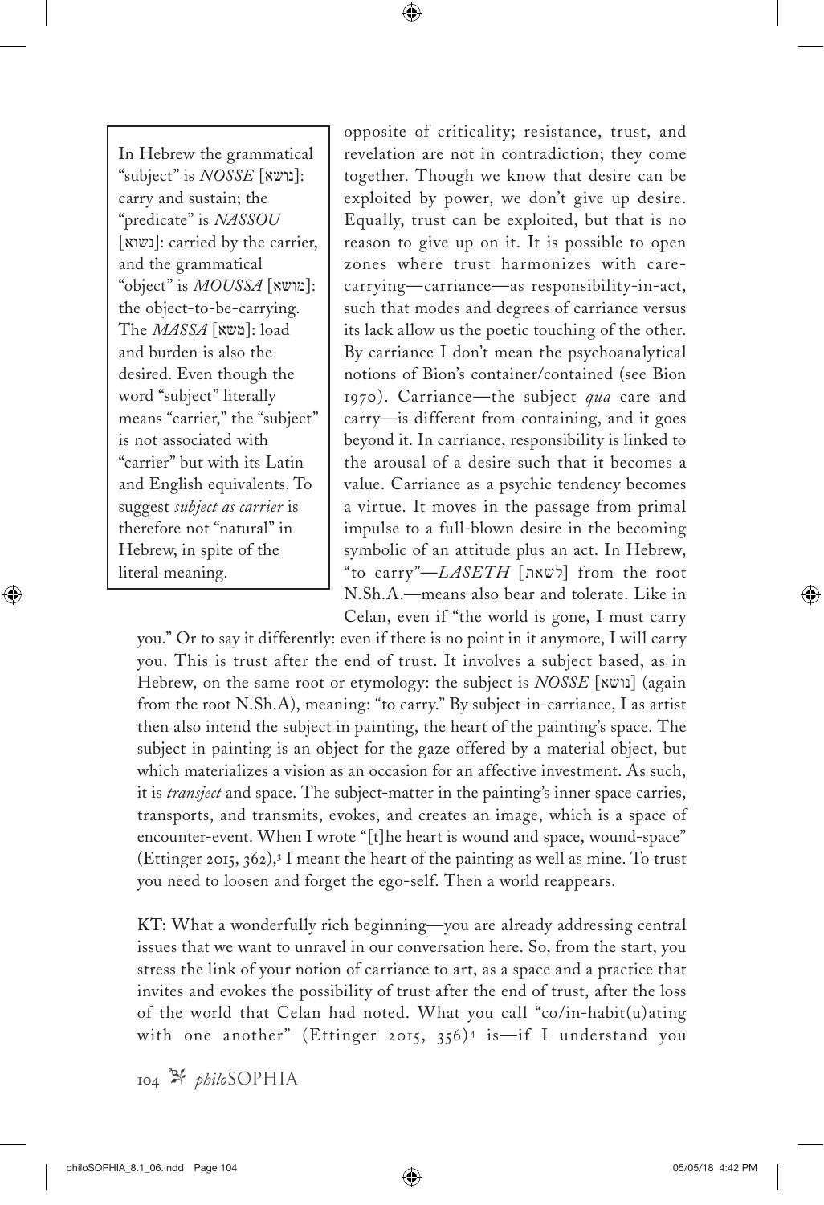> In Hebrew the grammatical "subject" is *NOSSE* [נושא]: carry and sustain; the "predicate" is *NASSOU* [נשוא]: carried by the carrier, and the grammatical "object" is *MOUSSA* [מושא]: the object-to-be-carrying. The *MASSA* [משא]: load and burden is also the desired. Even though the word "subject" literally means "carrier," the "subject" is not associated with "carrier" but with its Latin and English equivalents. To suggest *subject as carrier* is therefore not "natural" in Hebrew, in spite of the literal meaning.

opposite of criticality; resistance, trust, and revelation are not in contradiction; they come together. Though we know that desire can be exploited by power, we don't give up desire. Equally, trust can be exploited, but that is no reason to give up on it. It is possible to open zones where trust harmonizes with care-carrying—carriance—as responsibility-in-act, such that modes and degrees of carriance versus its lack allow us the poetic touching of the other. By carriance I don't mean the psychoanalytical notions of Bion's container/contained (see Bion 1970). Carriance—the subject *qua* care and carry—is different from containing, and it goes beyond it. In carriance, responsibility is linked to the arousal of a desire such that it becomes a value. Carriance as a psychic tendency becomes a virtue. It moves in the passage from primal impulse to a full-blown desire in the becoming symbolic of an attitude plus an act. In Hebrew, "to carry"—*LASETH* [לשאת] from the root N.Sh.A.—means also bear and tolerate. Like in Celan, even if "the world is gone, I must carry you." Or to say it differently: even if there is no point in it anymore, I will carry you. This is trust after the end of trust. It involves a subject based, as in Hebrew, on the same root or etymology: the subject is *NOSSE* [נושא] (again from the root N.Sh.A), meaning: "to carry." By subject-in-carriance, I as artist then also intend the subject in painting, the heart of the painting's space. The subject in painting is an object for the gaze offered by a material object, but which materializes a vision as an occasion for an affective investment. As such, it is *transject* and space. The subject-matter in the painting's inner space carries, transports, and transmits, evokes, and creates an image, which is a space of encounter-event. When I wrote "[t]he heart is wound and space, wound-space" (Ettinger 2015, 362),[3] I meant the heart of the painting as well as mine. To trust you need to loosen and forget the ego-self. Then a world reappears.

**KT:** What a wonderfully rich beginning—you are already addressing central issues that we want to unravel in our conversation here. So, from the start, you stress the link of your notion of carriance to art, as a space and a practice that invites and evokes the possibility of trust after the end of trust, after the loss of the world that Celan had noted. What you call "co/in-habit(u)ating with one another" (Ettinger 2015, 356)[4] is—if I understand you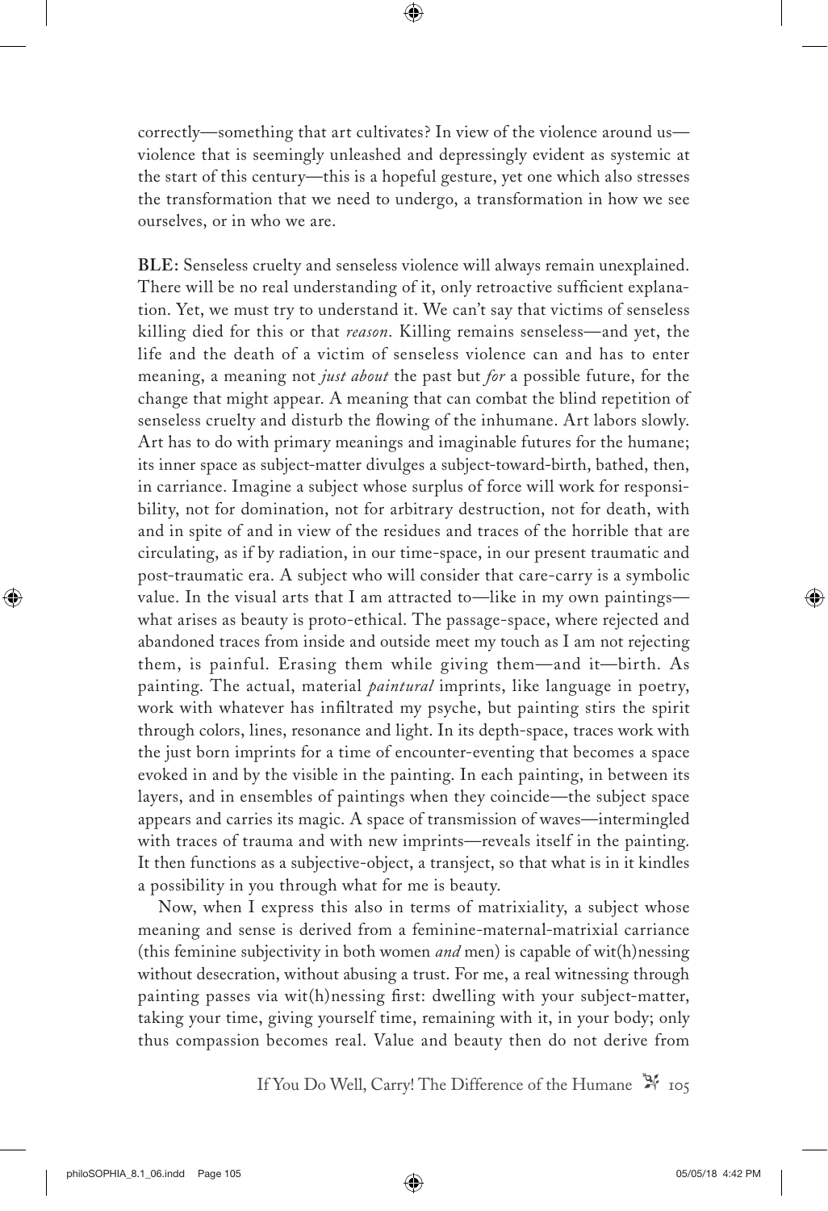correctly—something that art cultivates? In view of the violence around us—violence that is seemingly unleashed and depressingly evident as systemic at the start of this century—this is a hopeful gesture, yet one which also stresses the transformation that we need to undergo, a transformation in how we see ourselves, or in who we are.

**BLE**: Senseless cruelty and senseless violence will always remain unexplained. There will be no real understanding of it, only retroactive sufficient explanation. Yet, we must try to understand it. We can't say that victims of senseless killing died for this or that *reason*. Killing remains senseless—and yet, the life and the death of a victim of senseless violence can and has to enter meaning, a meaning not *just about* the past but *for* a possible future, for the change that might appear. A meaning that can combat the blind repetition of senseless cruelty and disturb the flowing of the inhumane. Art labors slowly. Art has to do with primary meanings and imaginable futures for the humane; its inner space as subject-matter divulges a subject-toward-birth, bathed, then, in carriance. Imagine a subject whose surplus of force will work for responsibility, not for domination, not for arbitrary destruction, not for death, with and in spite of and in view of the residues and traces of the horrible that are circulating, as if by radiation, in our time-space, in our present traumatic and post-traumatic era. A subject who will consider that care-carry is a symbolic value. In the visual arts that I am attracted to—like in my own paintings—what arises as beauty is proto-ethical. The passage-space, where rejected and abandoned traces from inside and outside meet my touch as I am not rejecting them, is painful. Erasing them while giving them—and it—birth. As painting. The actual, material *paintural* imprints, like language in poetry, work with whatever has infiltrated my psyche, but painting stirs the spirit through colors, lines, resonance and light. In its depth-space, traces work with the just born imprints for a time of encounter-eventing that becomes a space evoked in and by the visible in the painting. In each painting, in between its layers, and in ensembles of paintings when they coincide—the subject space appears and carries its magic. A space of transmission of waves—intermingled with traces of trauma and with new imprints—reveals itself in the painting. It then functions as a subjective-object, a transject, so that what is in it kindles a possibility in you through what for me is beauty.

Now, when I express this also in terms of matrixiality, a subject whose meaning and sense is derived from a feminine-maternal-matrixial carriance (this feminine subjectivity in both women *and* men) is capable of wit(h)nessing without desecration, without abusing a trust. For me, a real witnessing through painting passes via wit(h)nessing first: dwelling with your subject-matter, taking your time, giving yourself time, remaining with it, in your body; only thus compassion becomes real. Value and beauty then do not derive from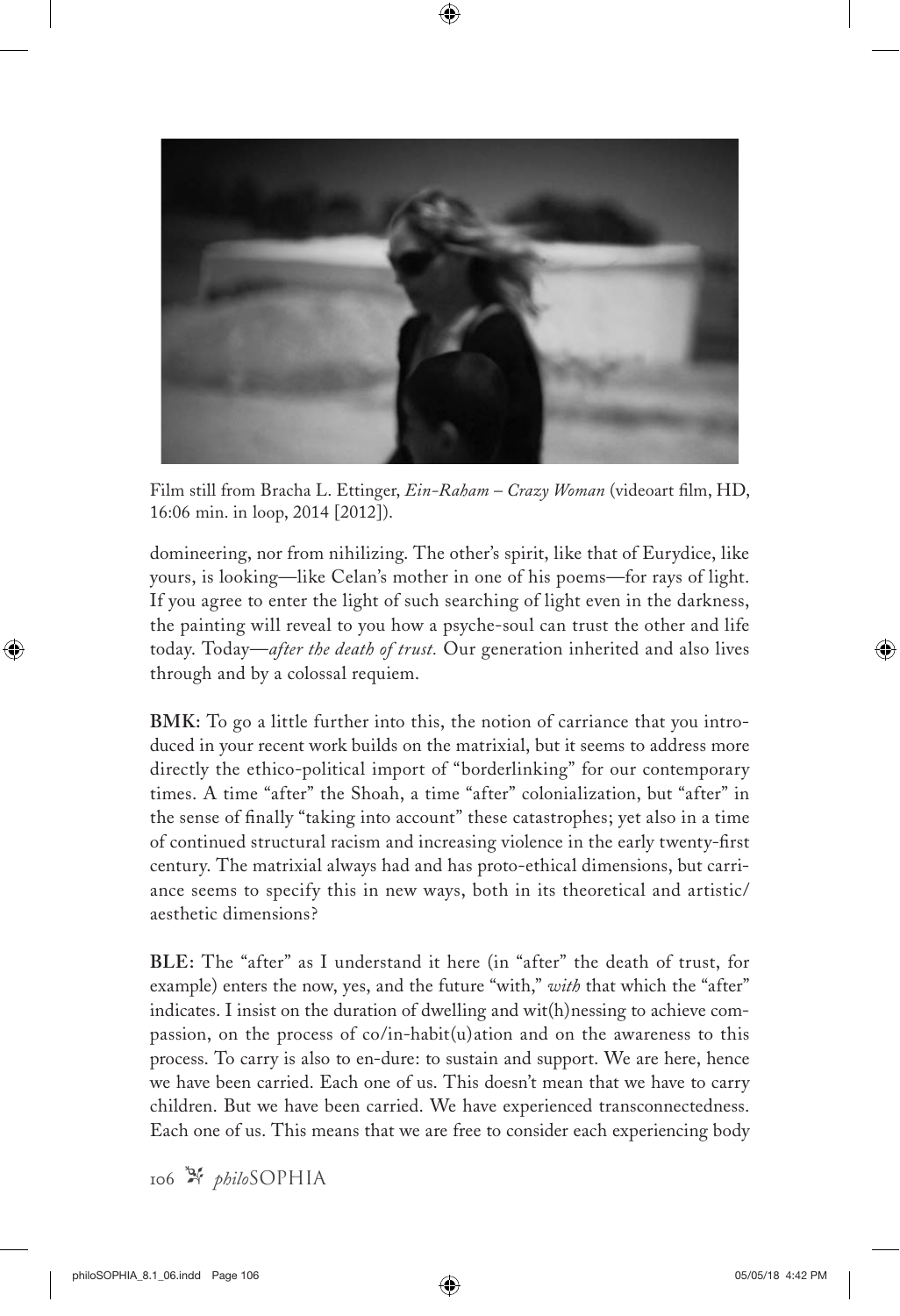Film still from Bracha L. Ettinger, *Ein-Raham – Crazy Woman* (videoart film, HD, 16:06 min. in loop, 2014 [2012]).

domineering, nor from nihilizing. The other's spirit, like that of Eurydice, like yours, is looking—like Celan's mother in one of his poems—for rays of light. If you agree to enter the light of such searching of light even in the darkness, the painting will reveal to you how a psyche-soul can trust the other and life today. Today—*after the death of trust.* Our generation inherited and also lives through and by a colossal requiem.

**BMK:** To go a little further into this, the notion of carriance that you introduced in your recent work builds on the matrixial, but it seems to address more directly the ethico-political import of "borderlinking" for our contemporary times. A time "after" the Shoah, a time "after" colonialization, but "after" in the sense of finally "taking into account" these catastrophes; yet also in a time of continued structural racism and increasing violence in the early twenty-first century. The matrixial always had and has proto-ethical dimensions, but carriance seems to specify this in new ways, both in its theoretical and artistic/aesthetic dimensions?

**BLE:** The "after" as I understand it here (in "after" the death of trust, for example) enters the now, yes, and the future "with," *with* that which the "after" indicates. I insist on the duration of dwelling and wit(h)nessing to achieve compassion, on the process of co/in-habit(u)ation and on the awareness to this process. To carry is also to en-dure: to sustain and support. We are here, hence we have been carried. Each one of us. This doesn't mean that we have to carry children. But we have been carried. We have experienced transconnectedness. Each one of us. This means that we are free to consider each experiencing body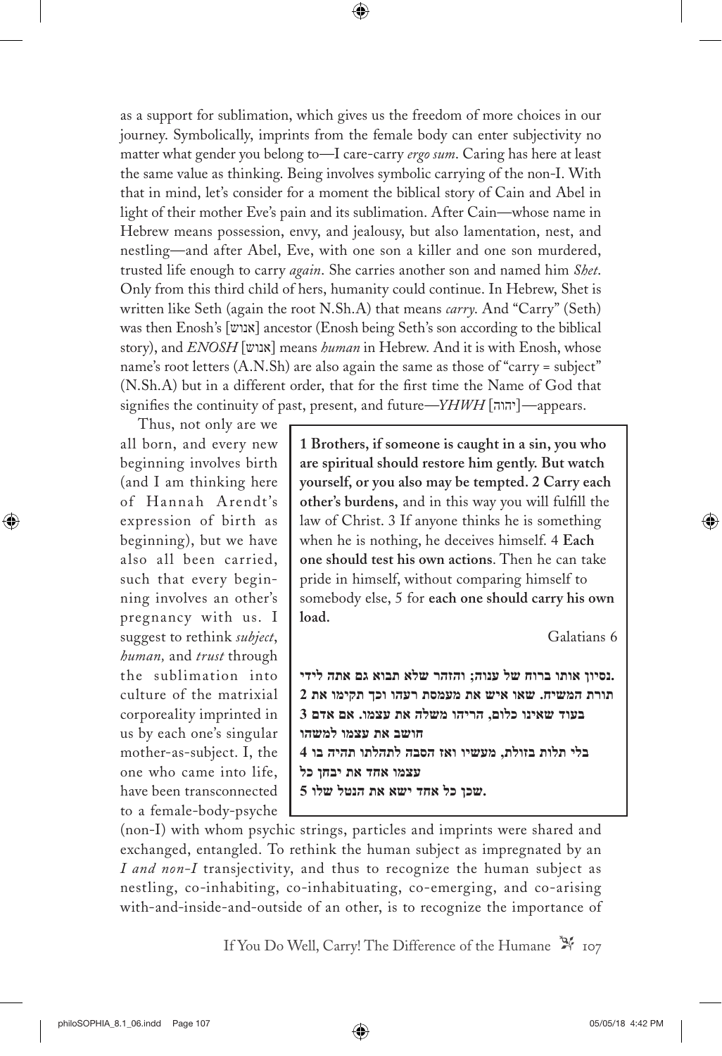as a support for sublimation, which gives us the freedom of more choices in our journey. Symbolically, imprints from the female body can enter subjectivity no matter what gender you belong to—I care-carry *ergo sum*. Caring has here at least the same value as thinking. Being involves symbolic carrying of the non-I. With that in mind, let's consider for a moment the biblical story of Cain and Abel in light of their mother Eve's pain and its sublimation. After Cain—whose name in Hebrew means possession, envy, and jealousy, but also lamentation, nest, and nestling—and after Abel, Eve, with one son a killer and one son murdered, trusted life enough to carry *again*. She carries another son and named him *Shet*. Only from this third child of hers, humanity could continue. In Hebrew, Shet is written like Seth (again the root N.Sh.A) that means *carry*. And "Carry" (Seth) was then Enosh's [אנוש] ancestor (Enosh being Seth's son according to the biblical story), and *ENOSH* [אנוש] means *human* in Hebrew. And it is with Enosh, whose name's root letters (A.N.Sh) are also again the same as those of "carry = subject" (N.Sh.A) but in a different order, that for the first time the Name of God that signifies the continuity of past, present, and future—*YHWH* [יהוה]—appears.

Thus, not only are we all born, and every new beginning involves birth (and I am thinking here of Hannah Arendt's expression of birth as beginning), but we have also all been carried, such that every beginning involves an other's pregnancy with us. I suggest to rethink *subject*, *human,* and *trust* through the sublimation into culture of the matrixial corporeality imprinted in us by each one's singular mother-as-subject. I, the one who came into life, have been transconnected to a female-body-psyche (non-I) with whom psychic strings, particles and imprints were shared and exchanged, entangled. To rethink the human subject as impregnated by an *I and non-I* transjectivity, and thus to recognize the human subject as nestling, co-inhabiting, co-inhabituating, co-emerging, and co-arising with-and-inside-and-outside of an other, is to recognize the importance of

> **1 Brothers, if someone is caught in a sin, you who are spiritual should restore him gently. But watch yourself, or you also may be tempted. 2 Carry each other's burdens,** and in this way you will fulfill the law of Christ. 3 If anyone thinks he is something when he is nothing, he deceives himself. 4 **Each one should test his own actions**. Then he can take pride in himself, without comparing himself to somebody else, 5 for **each one should carry his own load.**
>
> Galatians 6
>
> **נסיון אותו ברוח של ענוה; והזהר שלא תבוא גם אתה לידי.**
> **2 תורת המשיח. שאו איש את מעמסת רעהו וכך תקימו את**
> **3 בעוד שאינו כלום, הריהו משלה את עצמו. אם אדם**
> **חושב את עצמו למשהו**
> **4 בלי תלות בזולת, מעשיו ואז הסבה לתהלתו תהיה בו**
> **עצמו אחד את יבחן כל**
> **5 שכן כל אחד ישא את הנטל שלו.**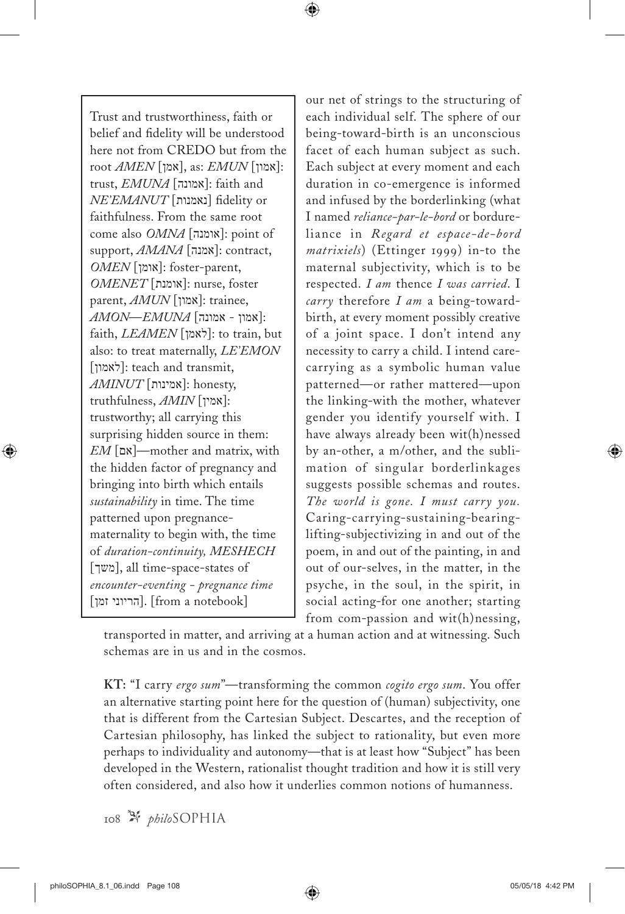> Trust and trustworthiness, faith or belief and fidelity will be understood here not from CREDO but from the root *AMEN* [אמן], as: *EMUN* [אמון]: trust, *EMUNA* [אמונה]: faith and *NE'EMANUT* [נאמנות] fidelity or faithfulness. From the same root come also *OMNA* [אומנה]: point of support, *AMANA* [אמנה]: contract, *OMEN* [אומן]: foster-parent, *OMENET* [אומנת]: nurse, foster parent, *AMUN* [אמון]: trainee, *AMON—EMUNA* [אמון - אמונה]: faith, *LEAMEN* [לאמן]: to train, but also: to treat maternally, *LE'EMON* [לאמון]: teach and transmit, *AMINUT* [אמינות]: honesty, truthfulness, *AMIN* [אמין]: trustworthy; all carrying this surprising hidden source in them: *EM* [אם]—mother and matrix, with the hidden factor of pregnancy and bringing into birth which entails *sustainability* in time. The time patterned upon pregnance-maternality to begin with, the time of *duration-continuity, MESHECH* [משך], all time-space-states of *encounter-eventing - pregnance time* [הריוני זמן]. [from a notebook]

our net of strings to the structuring of each individual self. The sphere of our being-toward-birth is an unconscious facet of each human subject as such. Each subject at every moment and each duration in co-emergence is informed and infused by the borderlinking (what I named *reliance-par-le-bord* or bordureliance in *Regard et espace-de-bord matrixiels*) (Ettinger 1999) in-to the maternal subjectivity, which is to be respected. *I am* thence *I was carried*. I *carry* therefore *I am* a being-toward-birth, at every moment possibly creative of a joint space. I don't intend any necessity to carry a child. I intend care-carrying as a symbolic human value patterned—or rather mattered—upon the linking-with the mother, whatever gender you identify yourself with. I have always already been wit(h)nessed by an-other, a m/other, and the sublimation of singular borderlinkages suggests possible schemas and routes. *The world is gone. I must carry you.* Caring-carrying-sustaining-bearing-lifting-subjectivizing in and out of the poem, in and out of the painting, in and out of our-selves, in the matter, in the psyche, in the soul, in the spirit, in social acting-for one another; starting from com-passion and wit(h)nessing, transported in matter, and arriving at a human action and at witnessing. Such schemas are in us and in the cosmos.

**KT:** "I carry *ergo sum*"—transforming the common *cogito ergo sum*. You offer an alternative starting point here for the question of (human) subjectivity, one that is different from the Cartesian Subject. Descartes, and the reception of Cartesian philosophy, has linked the subject to rationality, but even more perhaps to individuality and autonomy—that is at least how "Subject" has been developed in the Western, rationalist thought tradition and how it is still very often considered, and also how it underlies common notions of humanness.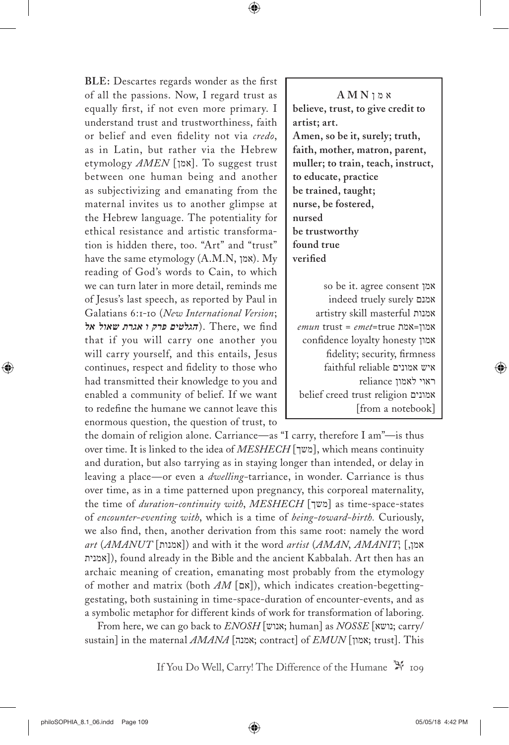**BLE:** Descartes regards wonder as the first of all the passions. Now, I regard trust as equally first, if not even more primary. I understand trust and trustworthiness, faith or belief and even fidelity not via *credo*, as in Latin, but rather via the Hebrew etymology *AMEN* [אמן]. To suggest trust between one human being and another as subjectivizing and emanating from the maternal invites us to another glimpse at the Hebrew language. The potentiality for ethical resistance and artistic transformation is hidden there, too. "Art" and "trust" have the same etymology (A.M.N, אמן). My reading of God's words to Cain, to which we can turn later in more detail, reminds me of Jesus's last speech, as reported by Paul in Galatians 6:1-10 (*New International Version*; ***הגלטים פרק ו אגרת שאול אל***). There, we find that if you will carry one another you will carry yourself, and this entails, Jesus continues, respect and fidelity to those who had transmitted their knowledge to you and enabled a community of belief. If we want to redefine the humane we cannot leave this enormous question, the question of trust, to the domain of religion alone. Carriance—as "I carry, therefore I am"—is thus over time. It is linked to the idea of *MESHECH* [משך], which means continuity and duration, but also tarrying as in staying longer than intended, or delay in leaving a place—or even a *dwelling*-tarriance, in wonder. Carriance is thus over time, as in a time patterned upon pregnancy, this corporeal maternality, the time of *duration-continuity with*, *MESHECH* [משך] as time-space-states of *encounter-eventing with*, which is a time of *being-toward-birth.* Curiously, we also find, then, another derivation from this same root: namely the word *art* (*AMANUT* [אמנות]) and with it the word *artist* (*AMAN*, *AMANIT*; [אמן, אמנית]), found already in the Bible and the ancient Kabbalah. Art then has an archaic meaning of creation, emanating most probably from the etymology of mother and matrix (both *AM* [אם]), which indicates creation-begetting-gestating, both sustaining in time-space-duration of encounter-events, and as a symbolic metaphor for different kinds of work for transformation of laboring.

From here, we can go back to *ENOSH* [אנוש; human] as *NOSSE* [נושא; carry/sustain] in the maternal *AMANA* [אמנה; contract] of *EMUN* [אמון; trust]. This

> **A M N** א מ ן
> **believe, trust, to give credit to artist; art.**
> **Amen, so be it, surely; truth, faith, mother, matron, parent, muller; to train, teach, instruct, to educate, practice**
> **be trained, taught;**
> **nurse, be fostered,**
> **nursed**
> **be trustworthy**
> **found true**
> **verified**
>
> so be it. agree consent אמן
> indeed truely surely אמנם
> artistry skill masterful אמנות
> *emun* trust = *emet*=true אמון=אמת
> confidence loyalty honesty אמון
> fidelity; security, firmness
> faithful reliable איש אמונים
> reliance ראוי לאמון
> belief creed trust religion אמונים
> [from a notebook]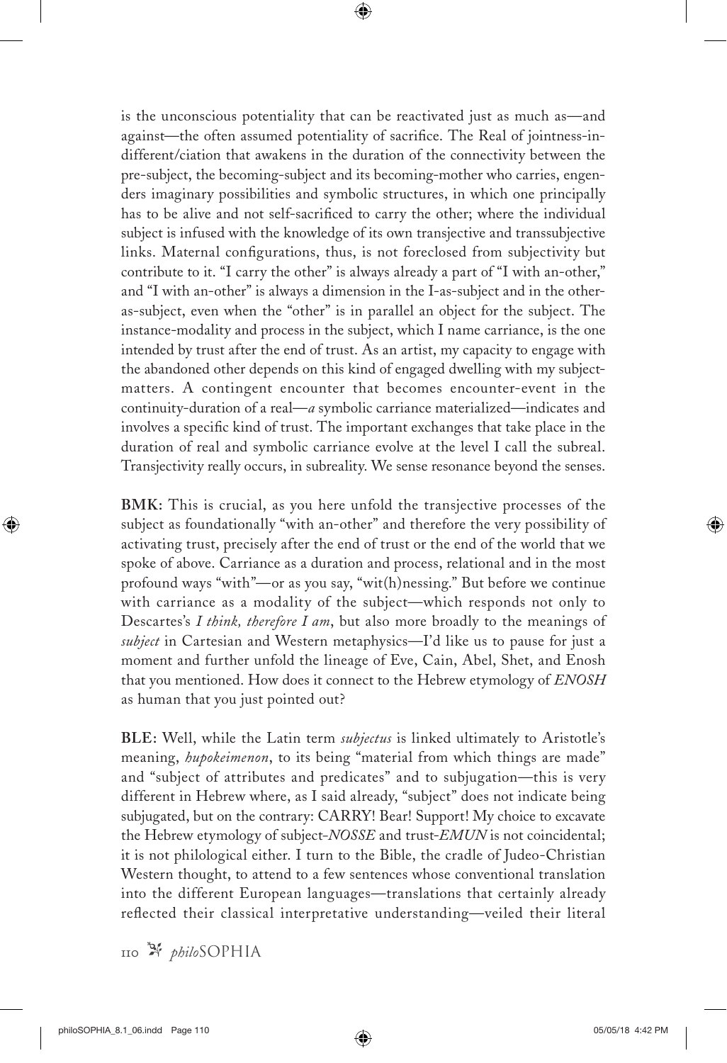is the unconscious potentiality that can be reactivated just as much as—and against—the often assumed potentiality of sacrifice. The Real of jointness-in-different/ciation that awakens in the duration of the connectivity between the pre-subject, the becoming-subject and its becoming-mother who carries, engenders imaginary possibilities and symbolic structures, in which one principally has to be alive and not self-sacrificed to carry the other; where the individual subject is infused with the knowledge of its own transjective and transsubjective links. Maternal configurations, thus, is not foreclosed from subjectivity but contribute to it. "I carry the other" is always already a part of "I with an-other," and "I with an-other" is always a dimension in the I-as-subject and in the other-as-subject, even when the "other" is in parallel an object for the subject. The instance-modality and process in the subject, which I name carriance, is the one intended by trust after the end of trust. As an artist, my capacity to engage with the abandoned other depends on this kind of engaged dwelling with my subject-matters. A contingent encounter that becomes encounter-event in the continuity-duration of a real—*a* symbolic carriance materialized—indicates and involves a specific kind of trust. The important exchanges that take place in the duration of real and symbolic carriance evolve at the level I call the subreal. Transjectivity really occurs, in subreality. We sense resonance beyond the senses.

**BMK:** This is crucial, as you here unfold the transjective processes of the subject as foundationally "with an-other" and therefore the very possibility of activating trust, precisely after the end of trust or the end of the world that we spoke of above. Carriance as a duration and process, relational and in the most profound ways "with"—or as you say, "wit(h)nessing." But before we continue with carriance as a modality of the subject—which responds not only to Descartes's *I think, therefore I am*, but also more broadly to the meanings of *subject* in Cartesian and Western metaphysics—I'd like us to pause for just a moment and further unfold the lineage of Eve, Cain, Abel, Shet, and Enosh that you mentioned. How does it connect to the Hebrew etymology of *ENOSH* as human that you just pointed out?

**BLE:** Well, while the Latin term *subjectus* is linked ultimately to Aristotle's meaning, *hupokeimenon*, to its being "material from which things are made" and "subject of attributes and predicates" and to subjugation—this is very different in Hebrew where, as I said already, "subject" does not indicate being subjugated, but on the contrary: CARRY! Bear! Support! My choice to excavate the Hebrew etymology of subject-*NOSSE* and trust-*EMUN* is not coincidental; it is not philological either. I turn to the Bible, the cradle of Judeo-Christian Western thought, to attend to a few sentences whose conventional translation into the different European languages—translations that certainly already reflected their classical interpretative understanding—veiled their literal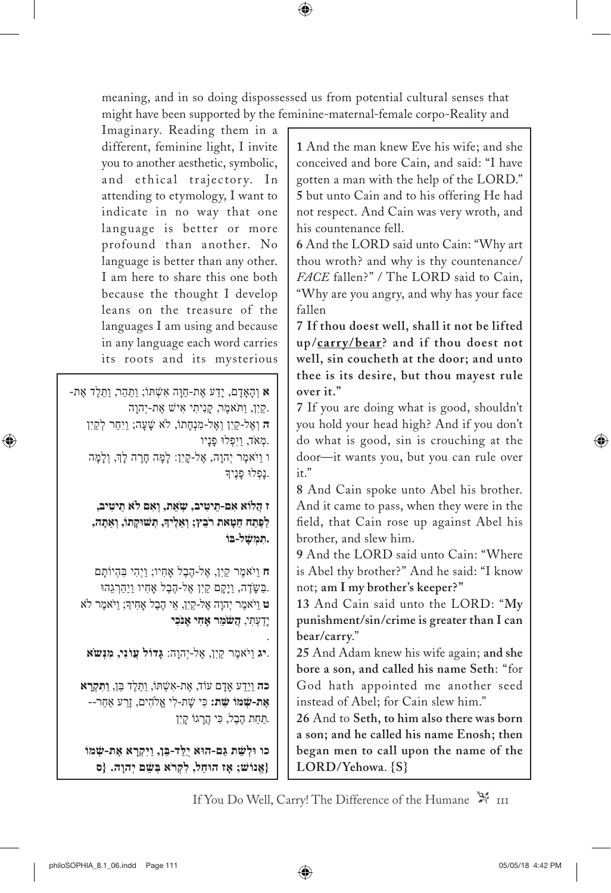meaning, and in so doing dispossessed us from potential cultural senses that might have been supported by the feminine-maternal-female corpo-Reality and Imaginary. Reading them in a different, feminine light, I invite you to another aesthetic, symbolic, and ethical trajectory. In attending to etymology, I want to indicate in no way that one language is better or more profound than another. No language is better than any other. I am here to share this one both because the thought I develop leans on the treasure of the languages I am using and because in any language each word carries its roots and its mysterious

> **א** וְהָאָדָם, יָדַע אֶת-חַוָּה אִשְׁתּוֹ; וַתַּהַר, וַתֵּלֶד אֶת-קַיִן, וַתֹּאמֶר, קָנִיתִי אִישׁ אֶת-יְהוָה.
> **ה** וְאֶל-קַיִן וְאֶל-מִנְחָתוֹ, לֹא שָׁעָה; וַיִּחַר לְקַיִן מְאֹד, וַיִּפְּלוּ פָּנָיו.
> **ו** וַיֹּאמֶר יְהוָה, אֶל-קָיִן: לָמָּה חָרָה לָךְ, וְלָמָּה נָפְלוּ פָנֶיךָ.
>
> **ז הֲלוֹא אִם-תֵּיטִיב, שְׂאֵת, וְאִם לֹא תֵיטִיב, לַפֶּתַח חַטָּאת רֹבֵץ; וְאֵלֶיךָ, תְּשׁוּקָתוֹ, וְאַתָּה, תִּמְשָׁל-בּוֹ.**
>
> **ח** וַיֹּאמֶר קַיִן, אֶל-הֶבֶל אָחִיו; וַיְהִי בִּהְיוֹתָם בַּשָּׂדֶה, וַיָּקָם קַיִן אֶל-הֶבֶל אָחִיו וַיַּהַרְגֵהוּ.
> **ט** וַיֹּאמֶר יְהוָה אֶל-קַיִן, אֵי הֶבֶל אָחִיךָ; וַיֹּאמֶר לֹא יָדַעְתִּי, **הֲשֹׁמֵר אָחִי אָנֹכִי**.
>
> **יג** וַיֹּאמֶר קַיִן, אֶל-יְהוָה: **גָּדוֹל עֲוֺנִי, מִנְּשֹׂא**.
>
> **כה** וַיֵּדַע אָדָם עוֹד, אֶת-אִשְׁתּוֹ, וַתֵּלֶד בֵּן, **וַתִּקְרָא אֶת-שְׁמוֹ שֵׁת:** כִּי שָׁת-לִי אֱלֹהִים, זֶרַע אַחֵר-- תַּחַת הֶבֶל, כִּי הֲרָגוֹ קָיִן.
>
> **כו וּלְשֵׁת גַּם-הוּא יֻלַּד-בֵּן, וַיִּקְרָא אֶת-שְׁמוֹ אֱנוֹשׁ; אָז הוּחַל, לִקְרֹא בְּשֵׁם יְהוָה. {ס}**

> **1** And the man knew Eve his wife; and she conceived and bore Cain, and said: "I have gotten a man with the help of the LORD."
> **5** but unto Cain and to his offering He had not respect. And Cain was very wroth, and his countenance fell.
> **6** And the LORD said unto Cain: "Why art thou wroth? and why is thy countenance/ *FACE* fallen?" / The LORD said to Cain, "Why are you angry, and why has your face fallen
>
> **7 If thou doest well, shall it not be lifted up/<u>carry/bear</u>? and if thou doest not well, sin coucheth at the door; and unto thee is its desire, but thou mayest rule over it."**
>
> **7** If you are doing what is good, shouldn't you hold your head high? And if you don't do what is good, sin is crouching at the door—it wants you, but you can rule over it."
>
> **8** And Cain spoke unto Abel his brother. And it came to pass, when they were in the field, that Cain rose up against Abel his brother, and slew him.
> **9** And the LORD said unto Cain: "Where is Abel thy brother?" And he said: "I know not; **am I my brother's keeper?**"
> **13** And Cain said unto the LORD: "**My punishment/sin/crime is greater than I can bear/carry.**"
> **25** And Adam knew his wife again; **and she bore a son, and called his name Seth**: "for God hath appointed me another seed instead of Abel; for Cain slew him."
> **26** And to **Seth, to him also there was born a son; and he called his name Enosh; then began men to call upon the name of the LORD/Yehowa**. {S}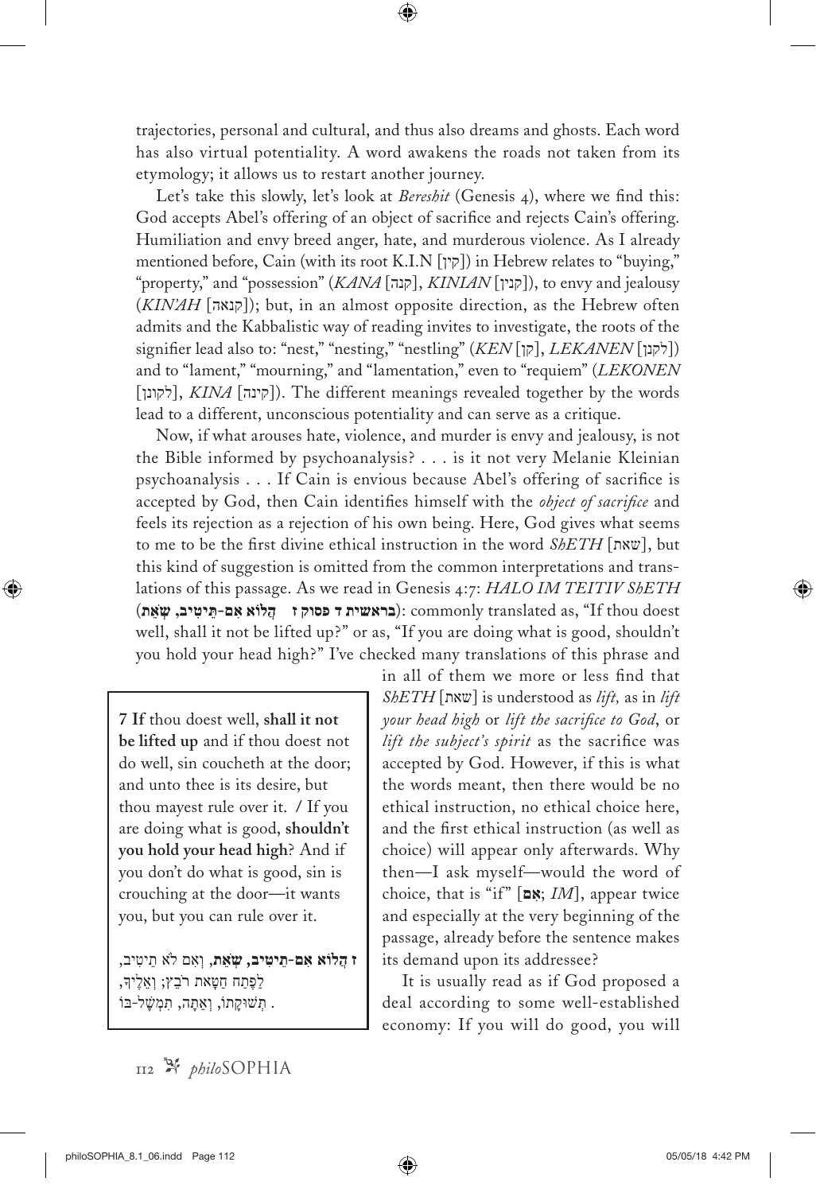trajectories, personal and cultural, and thus also dreams and ghosts. Each word has also virtual potentiality. A word awakens the roads not taken from its etymology; it allows us to restart another journey.

Let's take this slowly, let's look at *Bereshit* (Genesis 4), where we find this: God accepts Abel's offering of an object of sacrifice and rejects Cain's offering. Humiliation and envy breed anger, hate, and murderous violence. As I already mentioned before, Cain (with its root K.I.N [קין]) in Hebrew relates to "buying," "property," and "possession" (*KANA* [קנה], *KINIAN* [קנין]), to envy and jealousy (*KIN'AH* [קנאה]); but, in an almost opposite direction, as the Hebrew often admits and the Kabbalistic way of reading invites to investigate, the roots of the signifier lead also to: "nest," "nesting," "nestling" (*KEN* [קן], *LEKANEN* [לקנן]) and to "lament," "mourning," and "lamentation," even to "requiem" (*LEKONEN* [לקונן], *KINA* [קינה]). The different meanings revealed together by the words lead to a different, unconscious potentiality and can serve as a critique.

Now, if what arouses hate, violence, and murder is envy and jealousy, is not the Bible informed by psychoanalysis? . . . is it not very Melanie Kleinian psychoanalysis . . . If Cain is envious because Abel's offering of sacrifice is accepted by God, then Cain identifies himself with the *object of sacrifice* and feels its rejection as a rejection of his own being. Here, God gives what seems to me to be the first divine ethical instruction in the word *ShETH* [שאת], but this kind of suggestion is omitted from the common interpretations and translations of this passage. As we read in Genesis 4:7: *HALO IM TEITIV ShETH* (**בראשית ד פסוק ז   הֲלוֹא אִם-תֵּיטִיב, שְׂאֵת**): commonly translated as, "If thou doest well, shall it not be lifted up?" or as, "If you are doing what is good, shouldn't you hold your head high?" I've checked many translations of this phrase and in all of them we more or less find that *ShETH* [שאת] is understood as *lift,* as in *lift your head high* or *lift the sacrifice to God*, or *lift the subject's spirit* as the sacrifice was accepted by God. However, if this is what the words meant, then there would be no ethical instruction, no ethical choice here, and the first ethical instruction (as well as choice) will appear only afterwards. Why then—I ask myself—would the word of choice, that is "if" [**אם**; *IM*], appear twice and especially at the very beginning of the passage, already before the sentence makes its demand upon its addressee?

> **7 If** thou doest well, **shall it not be lifted up** and if thou doest not do well, sin coucheth at the door; and unto thee is its desire, but thou mayest rule over it. / If you are doing what is good, **shouldn't you hold your head high**? And if you don't do what is good, sin is crouching at the door—it wants you, but you can rule over it.
>
> **ז הֲלוֹא אִם-תֵּיטִיב, שְׂאֵת**, וְאִם לֹא תֵיטִיב, לַפֶּתַח חַטָּאת רֹבֵץ; וְאֵלֶיךָ, תְּשׁוּקָתוֹ, וְאַתָּה, תִּמְשָׁל-בּוֹ.

It is usually read as if God proposed a deal according to some well-established economy: If you will do good, you will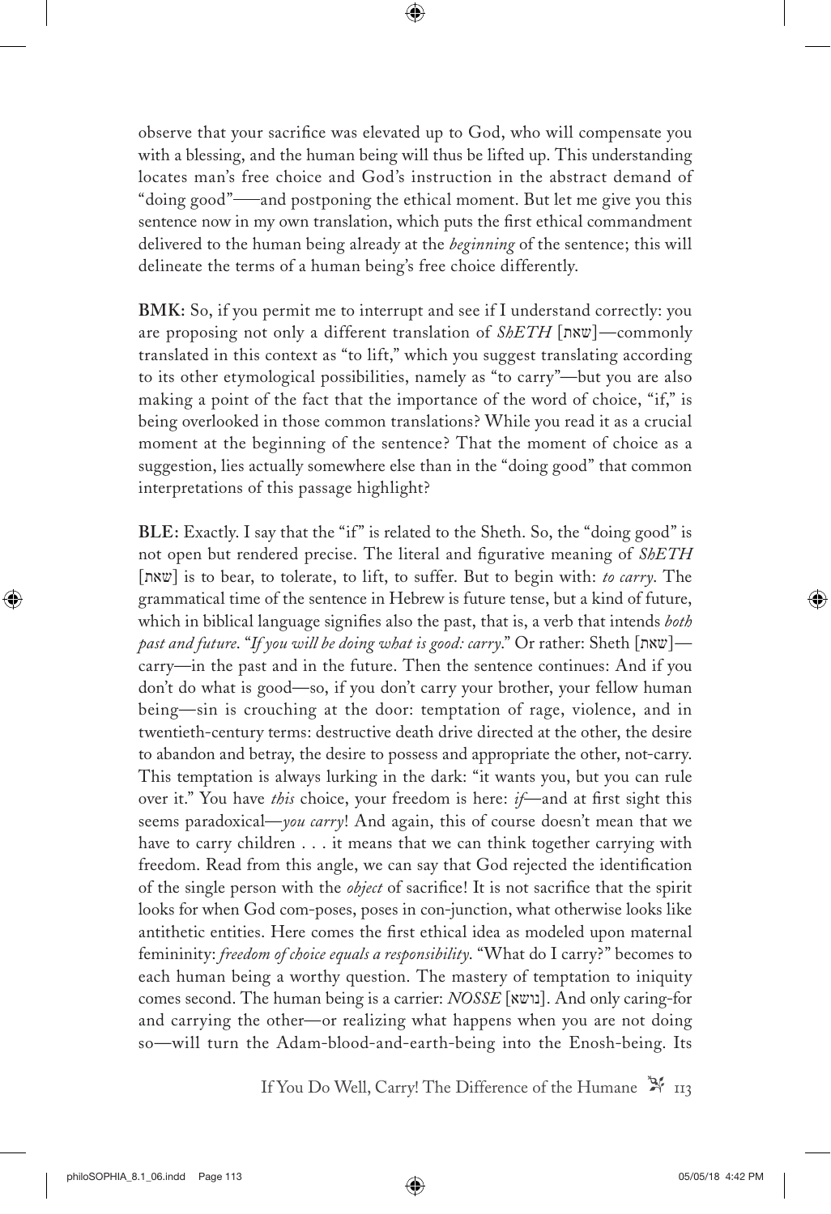observe that your sacrifice was elevated up to God, who will compensate you with a blessing, and the human being will thus be lifted up. This understanding locates man's free choice and God's instruction in the abstract demand of "doing good"——and postponing the ethical moment. But let me give you this sentence now in my own translation, which puts the first ethical commandment delivered to the human being already at the *beginning* of the sentence; this will delineate the terms of a human being's free choice differently.

**BMK:** So, if you permit me to interrupt and see if I understand correctly: you are proposing not only a different translation of *ShETH* [שאת]—commonly translated in this context as "to lift," which you suggest translating according to its other etymological possibilities, namely as "to carry"—but you are also making a point of the fact that the importance of the word of choice, "if," is being overlooked in those common translations? While you read it as a crucial moment at the beginning of the sentence? That the moment of choice as a suggestion, lies actually somewhere else than in the "doing good" that common interpretations of this passage highlight?

**BLE:** Exactly. I say that the "if" is related to the Sheth. So, the "doing good" is not open but rendered precise. The literal and figurative meaning of *ShETH* [שאת] is to bear, to tolerate, to lift, to suffer. But to begin with: *to carry*. The grammatical time of the sentence in Hebrew is future tense, but a kind of future, which in biblical language signifies also the past, that is, a verb that intends *both past and future*. "*If you will be doing what is good: carry*." Or rather: Sheth [שאת]—carry—in the past and in the future. Then the sentence continues: And if you don't do what is good—so, if you don't carry your brother, your fellow human being—sin is crouching at the door: temptation of rage, violence, and in twentieth-century terms: destructive death drive directed at the other, the desire to abandon and betray, the desire to possess and appropriate the other, not-carry. This temptation is always lurking in the dark: "it wants you, but you can rule over it." You have *this* choice, your freedom is here: *if*—and at first sight this seems paradoxical—*you carry*! And again, this of course doesn't mean that we have to carry children . . . it means that we can think together carrying with freedom. Read from this angle, we can say that God rejected the identification of the single person with the *object* of sacrifice! It is not sacrifice that the spirit looks for when God com-poses, poses in con-junction, what otherwise looks like antithetic entities. Here comes the first ethical idea as modeled upon maternal femininity: *freedom of choice equals a responsibility*. "What do I carry?" becomes to each human being a worthy question. The mastery of temptation to iniquity comes second. The human being is a carrier: *NOSSE* [נושא]. And only caring-for and carrying the other—or realizing what happens when you are not doing so—will turn the Adam-blood-and-earth-being into the Enosh-being. Its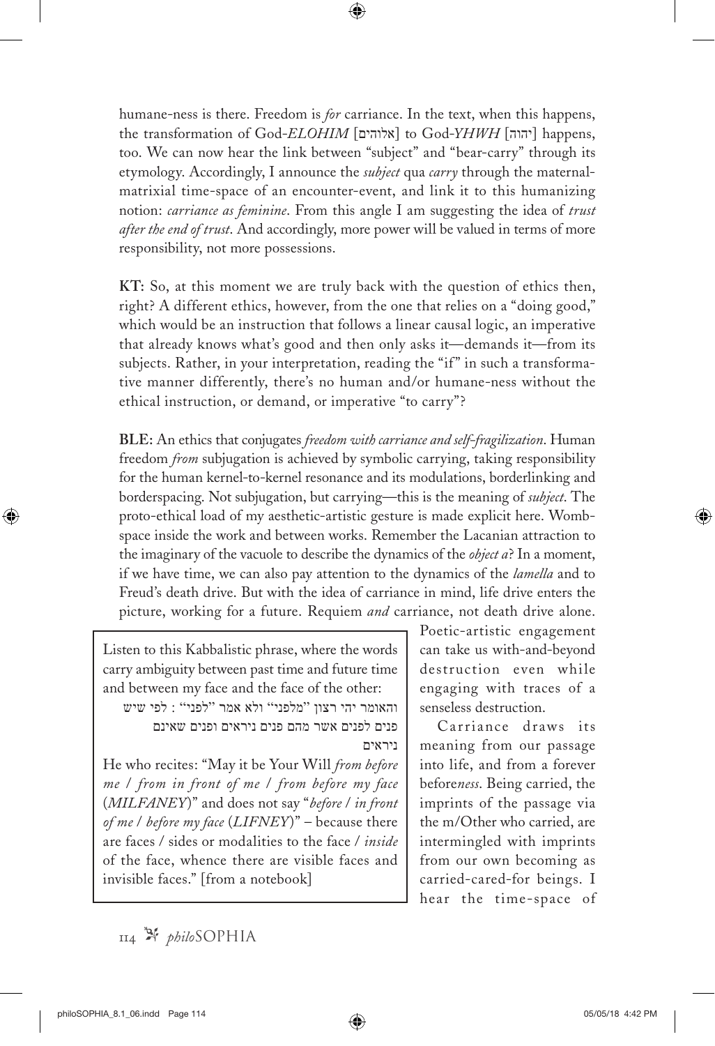humane-ness is there. Freedom is *for* carriance. In the text, when this happens, the transformation of God-*ELOHIM* [אלוהים] to God-*YHWH* [יהוה] happens, too. We can now hear the link between "subject" and "bear-carry" through its etymology. Accordingly, I announce the *subject* qua *carry* through the maternal-matrixial time-space of an encounter-event, and link it to this humanizing notion: *carriance as feminine*. From this angle I am suggesting the idea of *trust after the end of trust*. And accordingly, more power will be valued in terms of more responsibility, not more possessions.

**KT:** So, at this moment we are truly back with the question of ethics then, right? A different ethics, however, from the one that relies on a "doing good," which would be an instruction that follows a linear causal logic, an imperative that already knows what's good and then only asks it—demands it—from its subjects. Rather, in your interpretation, reading the "if" in such a transformative manner differently, there's no human and/or humane-ness without the ethical instruction, or demand, or imperative "to carry"?

**BLE:** An ethics that conjugates *freedom with carriance and self-fragilization*. Human freedom *from* subjugation is achieved by symbolic carrying, taking responsibility for the human kernel-to-kernel resonance and its modulations, borderlinking and borderspacing. Not subjugation, but carrying—this is the meaning of *subject*. The proto-ethical load of my aesthetic-artistic gesture is made explicit here. Womb-space inside the work and between works. Remember the Lacanian attraction to the imaginary of the vacuole to describe the dynamics of the *object a*? In a moment, if we have time, we can also pay attention to the dynamics of the *lamella* and to Freud's death drive. But with the idea of carriance in mind, life drive enters the picture, working for a future. Requiem *and* carriance, not death drive alone. Poetic-artistic engagement can take us with-and-beyond destruction even while engaging with traces of a senseless destruction.

> Listen to this Kabbalistic phrase, where the words carry ambiguity between past time and future time and between my face and the face of the other:
>
> והאומר יהי רצון "מלפני" ולא אמר "לפני" : לפי שיש פנים לפנים אשר מהם פנים ניראים ופנים שאינם ניראים
>
> He who recites: "May it be Your Will *from before me / from in front of me / from before my face* (*MILFANEY*)" and does not say "*before / in front of me / before my face* (*LIFNEY*)" – because there are faces / sides or modalities to the face / *inside* of the face, whence there are visible faces and invisible faces." [from a notebook]

Carriance draws its meaning from our passage into life, and from a forever before*ness*. Being carried, the imprints of the passage via the m/Other who carried, are intermingled with imprints from our own becoming as carried-cared-for beings. I hear the time-space of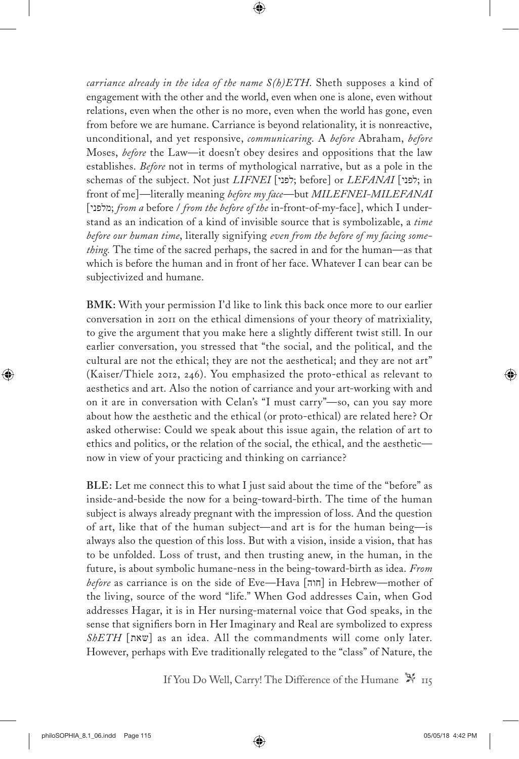*carriance already in the idea of the name S(h)ETH.* Sheth supposes a kind of engagement with the other and the world, even when one is alone, even without relations, even when the other is no more, even when the world has gone, even from before we are humane. Carriance is beyond relationality, it is nonreactive, unconditional, and yet responsive, *communicaring.* A *before* Abraham, *before* Moses, *before* the Law—it doesn't obey desires and oppositions that the law establishes. *Before* not in terms of mythological narrative, but as a pole in the schemas of the subject. Not just *LIFNEI* [לִפְנֵי; before] or *LEFANAI* [לְפָנַי; in front of me]—literally meaning *before my face*—but *MILEFNEI-MILEFANAI* [מלפני; *from a* before / *from the before of the* in-front-of-my-face], which I understand as an indication of a kind of invisible source that is symbolizable, a *time before our human time*, literally signifying *even from the before of my facing something.* The time of the sacred perhaps, the sacred in and for the human—as that which is before the human and in front of her face. Whatever I can bear can be subjectivized and humane.

**BMK:** With your permission I'd like to link this back once more to our earlier conversation in 2011 on the ethical dimensions of your theory of matrixiality, to give the argument that you make here a slightly different twist still. In our earlier conversation, you stressed that "the social, and the political, and the cultural are not the ethical; they are not the aesthetical; and they are not art" (Kaiser/Thiele 2012, 246). You emphasized the proto-ethical as relevant to aesthetics and art. Also the notion of carriance and your art-working with and on it are in conversation with Celan's "I must carry"—so, can you say more about how the aesthetic and the ethical (or proto-ethical) are related here? Or asked otherwise: Could we speak about this issue again, the relation of art to ethics and politics, or the relation of the social, the ethical, and the aesthetic—now in view of your practicing and thinking on carriance?

**BLE:** Let me connect this to what I just said about the time of the "before" as inside-and-beside the now for a being-toward-birth. The time of the human subject is always already pregnant with the impression of loss. And the question of art, like that of the human subject—and art is for the human being—is always also the question of this loss. But with a vision, inside a vision, that has to be unfolded. Loss of trust, and then trusting anew, in the human, in the future, is about symbolic humane-ness in the being-toward-birth as idea. *From before* as carriance is on the side of Eve—Hava [חוה] in Hebrew—mother of the living, source of the word "life." When God addresses Cain, when God addresses Hagar, it is in Her nursing-maternal voice that God speaks, in the sense that signifiers born in Her Imaginary and Real are symbolized to express *ShETH* [שאת] as an idea. All the commandments will come only later. However, perhaps with Eve traditionally relegated to the "class" of Nature, the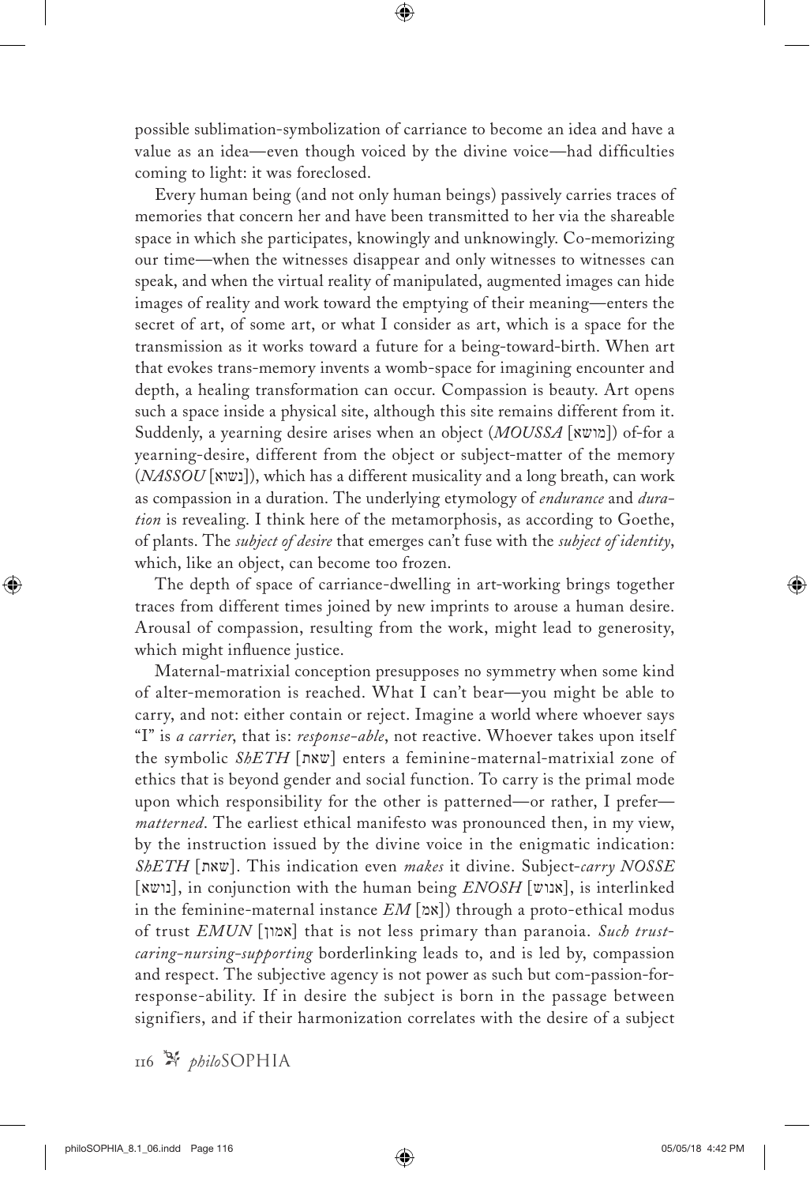possible sublimation-symbolization of carriance to become an idea and have a value as an idea—even though voiced by the divine voice—had difficulties coming to light: it was foreclosed.

Every human being (and not only human beings) passively carries traces of memories that concern her and have been transmitted to her via the shareable space in which she participates, knowingly and unknowingly. Co-memorizing our time—when the witnesses disappear and only witnesses to witnesses can speak, and when the virtual reality of manipulated, augmented images can hide images of reality and work toward the emptying of their meaning—enters the secret of art, of some art, or what I consider as art, which is a space for the transmission as it works toward a future for a being-toward-birth. When art that evokes trans-memory invents a womb-space for imagining encounter and depth, a healing transformation can occur. Compassion is beauty. Art opens such a space inside a physical site, although this site remains different from it. Suddenly, a yearning desire arises when an object (*MOUSSA* [מושא]) of-for a yearning-desire, different from the object or subject-matter of the memory (*NASSOU* [נשוא]), which has a different musicality and a long breath, can work as compassion in a duration. The underlying etymology of *endurance* and *duration* is revealing. I think here of the metamorphosis, as according to Goethe, of plants. The *subject of desire* that emerges can't fuse with the *subject of identity*, which, like an object, can become too frozen.

The depth of space of carriance-dwelling in art-working brings together traces from different times joined by new imprints to arouse a human desire. Arousal of compassion, resulting from the work, might lead to generosity, which might influence justice.

Maternal-matrixial conception presupposes no symmetry when some kind of alter-memoration is reached. What I can't bear—you might be able to carry, and not: either contain or reject. Imagine a world where whoever says "I" is *a carrier*, that is: *response-able*, not reactive. Whoever takes upon itself the symbolic *ShETH* [שאת] enters a feminine-maternal-matrixial zone of ethics that is beyond gender and social function. To carry is the primal mode upon which responsibility for the other is patterned—or rather, I prefer—*matterned*. The earliest ethical manifesto was pronounced then, in my view, by the instruction issued by the divine voice in the enigmatic indication: *ShETH* [שאת]. This indication even *makes* it divine. Subject-*carry NOSSE* [נושא], in conjunction with the human being *ENOSH* [אנוש], is interlinked in the feminine-maternal instance *EM* [אמ]) through a proto-ethical modus of trust *EMUN* [אמון] that is not less primary than paranoia. *Such trust-caring-nursing-supporting* borderlinking leads to, and is led by, compassion and respect. The subjective agency is not power as such but com-passion-for-response-ability. If in desire the subject is born in the passage between signifiers, and if their harmonization correlates with the desire of a subject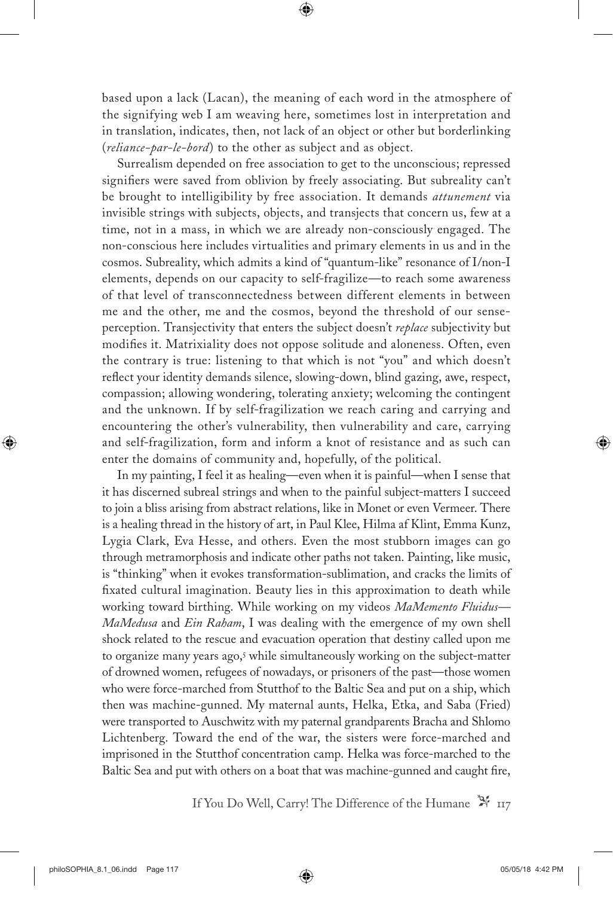based upon a lack (Lacan), the meaning of each word in the atmosphere of the signifying web I am weaving here, sometimes lost in interpretation and in translation, indicates, then, not lack of an object or other but borderlinking (*reliance-par-le-bord*) to the other as subject and as object.

Surrealism depended on free association to get to the unconscious; repressed signifiers were saved from oblivion by freely associating. But subreality can't be brought to intelligibility by free association. It demands *attunement* via invisible strings with subjects, objects, and transjects that concern us, few at a time, not in a mass, in which we are already non-consciously engaged. The non-conscious here includes virtualities and primary elements in us and in the cosmos. Subreality, which admits a kind of "quantum-like" resonance of I/non-I elements, depends on our capacity to self-fragilize—to reach some awareness of that level of transconnectedness between different elements in between me and the other, me and the cosmos, beyond the threshold of our sense-perception. Transjectivity that enters the subject doesn't *replace* subjectivity but modifies it. Matrixiality does not oppose solitude and aloneness. Often, even the contrary is true: listening to that which is not "you" and which doesn't reflect your identity demands silence, slowing-down, blind gazing, awe, respect, compassion; allowing wondering, tolerating anxiety; welcoming the contingent and the unknown. If by self-fragilization we reach caring and carrying and encountering the other's vulnerability, then vulnerability and care, carrying and self-fragilization, form and inform a knot of resistance and as such can enter the domains of community and, hopefully, of the political.

In my painting, I feel it as healing—even when it is painful—when I sense that it has discerned subreal strings and when to the painful subject-matters I succeed to join a bliss arising from abstract relations, like in Monet or even Vermeer. There is a healing thread in the history of art, in Paul Klee, Hilma af Klint, Emma Kunz, Lygia Clark, Eva Hesse, and others. Even the most stubborn images can go through metramorphosis and indicate other paths not taken. Painting, like music, is "thinking" when it evokes transformation-sublimation, and cracks the limits of fixated cultural imagination. Beauty lies in this approximation to death while working toward birthing. While working on my videos *MaMemento Fluidus—MaMedusa* and *Ein Raham*, I was dealing with the emergence of my own shell shock related to the rescue and evacuation operation that destiny called upon me to organize many years ago,[5] while simultaneously working on the subject-matter of drowned women, refugees of nowadays, or prisoners of the past—those women who were force-marched from Stutthof to the Baltic Sea and put on a ship, which then was machine-gunned. My maternal aunts, Helka, Etka, and Saba (Fried) were transported to Auschwitz with my paternal grandparents Bracha and Shlomo Lichtenberg. Toward the end of the war, the sisters were force-marched and imprisoned in the Stutthof concentration camp. Helka was force-marched to the Baltic Sea and put with others on a boat that was machine-gunned and caught fire,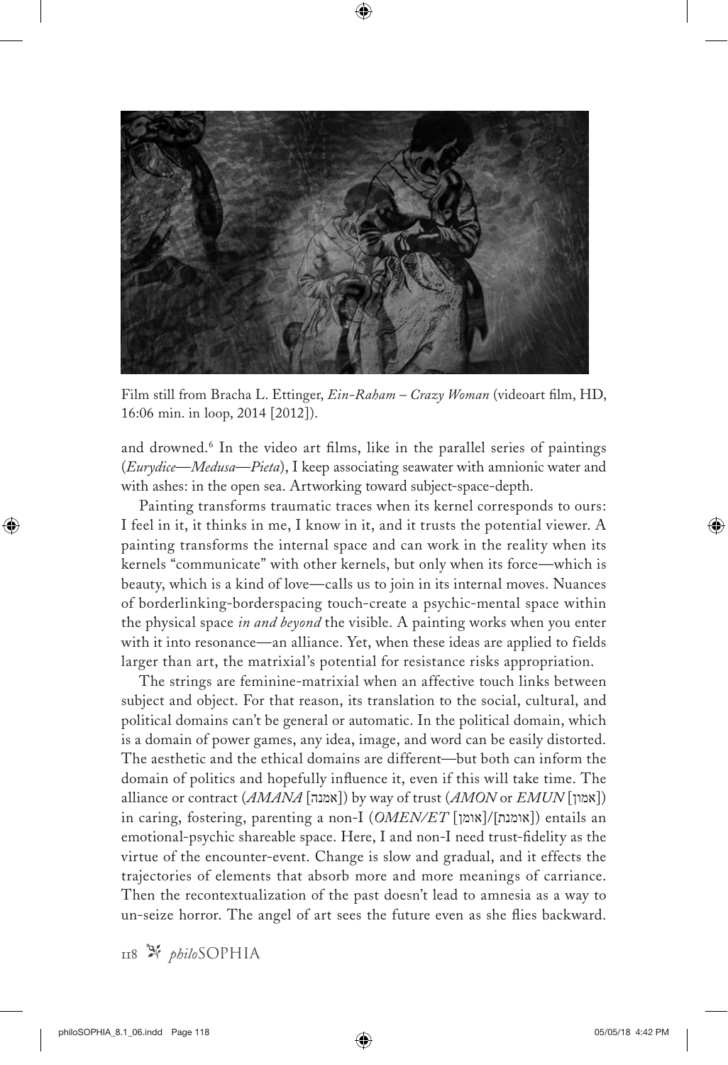Film still from Bracha L. Ettinger, *Ein-Raham – Crazy Woman* (videoart film, HD, 16:06 min. in loop, 2014 [2012]).

and drowned.[6] In the video art films, like in the parallel series of paintings (*Eurydice—Medusa—Pieta*), I keep associating seawater with amnionic water and with ashes: in the open sea. Artworking toward subject-space-depth.

Painting transforms traumatic traces when its kernel corresponds to ours: I feel in it, it thinks in me, I know in it, and it trusts the potential viewer. A painting transforms the internal space and can work in the reality when its kernels "communicate" with other kernels, but only when its force—which is beauty, which is a kind of love—calls us to join in its internal moves. Nuances of borderlinking-borderspacing touch-create a psychic-mental space within the physical space *in and beyond* the visible. A painting works when you enter with it into resonance—an alliance. Yet, when these ideas are applied to fields larger than art, the matrixial's potential for resistance risks appropriation.

The strings are feminine-matrixial when an affective touch links between subject and object. For that reason, its translation to the social, cultural, and political domains can't be general or automatic. In the political domain, which is a domain of power games, any idea, image, and word can be easily distorted. The aesthetic and the ethical domains are different—but both can inform the domain of politics and hopefully influence it, even if this will take time. The alliance or contract (*AMANA* [אמנה]) by way of trust (*AMON* or *EMUN* [אמון]) in caring, fostering, parenting a non-I (*OMEN/ET* [אומן]/[אומנת]) entails an emotional-psychic shareable space. Here, I and non-I need trust-fidelity as the virtue of the encounter-event. Change is slow and gradual, and it effects the trajectories of elements that absorb more and more meanings of carriance. Then the recontextualization of the past doesn't lead to amnesia as a way to un-seize horror. The angel of art sees the future even as she flies backward.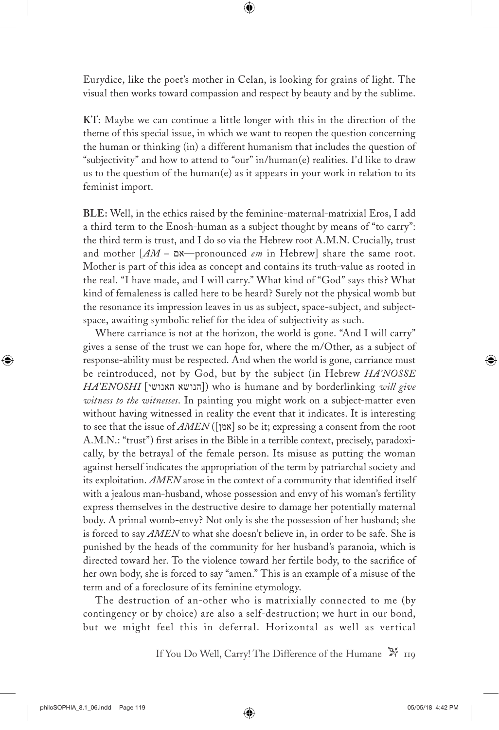Eurydice, like the poet's mother in Celan, is looking for grains of light. The visual then works toward compassion and respect by beauty and by the sublime.

**KT:** Maybe we can continue a little longer with this in the direction of the theme of this special issue, in which we want to reopen the question concerning the human or thinking (in) a different humanism that includes the question of "subjectivity" and how to attend to "our" in/human(e) realities. I'd like to draw us to the question of the human(e) as it appears in your work in relation to its feminist import.

**BLE:** Well, in the ethics raised by the feminine-maternal-matrixial Eros, I add a third term to the Enosh-human as a subject thought by means of "to carry": the third term is trust, and I do so via the Hebrew root A.M.N. Crucially, trust and mother [*AM* – אם—pronounced *em* in Hebrew] share the same root. Mother is part of this idea as concept and contains its truth-value as rooted in the real. "I have made, and I will carry." What kind of "God" says this? What kind of femaleness is called here to be heard? Surely not the physical womb but the resonance its impression leaves in us as subject, space-subject, and subject-space, awaiting symbolic relief for the idea of subjectivity as such.

Where carriance is not at the horizon, the world is gone. "And I will carry" gives a sense of the trust we can hope for, where the m/Other, as a subject of response-ability must be respected. And when the world is gone, carriance must be reintroduced, not by God, but by the subject (in Hebrew *HA'NOSSE HA'ENOSHI* [הנושא האנושי]) who is humane and by borderlinking *will give witness to the witnesses*. In painting you might work on a subject-matter even without having witnessed in reality the event that it indicates. It is interesting to see that the issue of *AMEN* ([אמן] so be it; expressing a consent from the root A.M.N.: "trust") first arises in the Bible in a terrible context, precisely, paradoxically, by the betrayal of the female person. Its misuse as putting the woman against herself indicates the appropriation of the term by patriarchal society and its exploitation. *AMEN* arose in the context of a community that identified itself with a jealous man-husband, whose possession and envy of his woman's fertility express themselves in the destructive desire to damage her potentially maternal body. A primal womb-envy? Not only is she the possession of her husband; she is forced to say *AMEN* to what she doesn't believe in, in order to be safe. She is punished by the heads of the community for her husband's paranoia, which is directed toward her. To the violence toward her fertile body, to the sacrifice of her own body, she is forced to say "amen." This is an example of a misuse of the term and of a foreclosure of its feminine etymology.

The destruction of an-other who is matrixially connected to me (by contingency or by choice) are also a self-destruction; we hurt in our bond, but we might feel this in deferral. Horizontal as well as vertical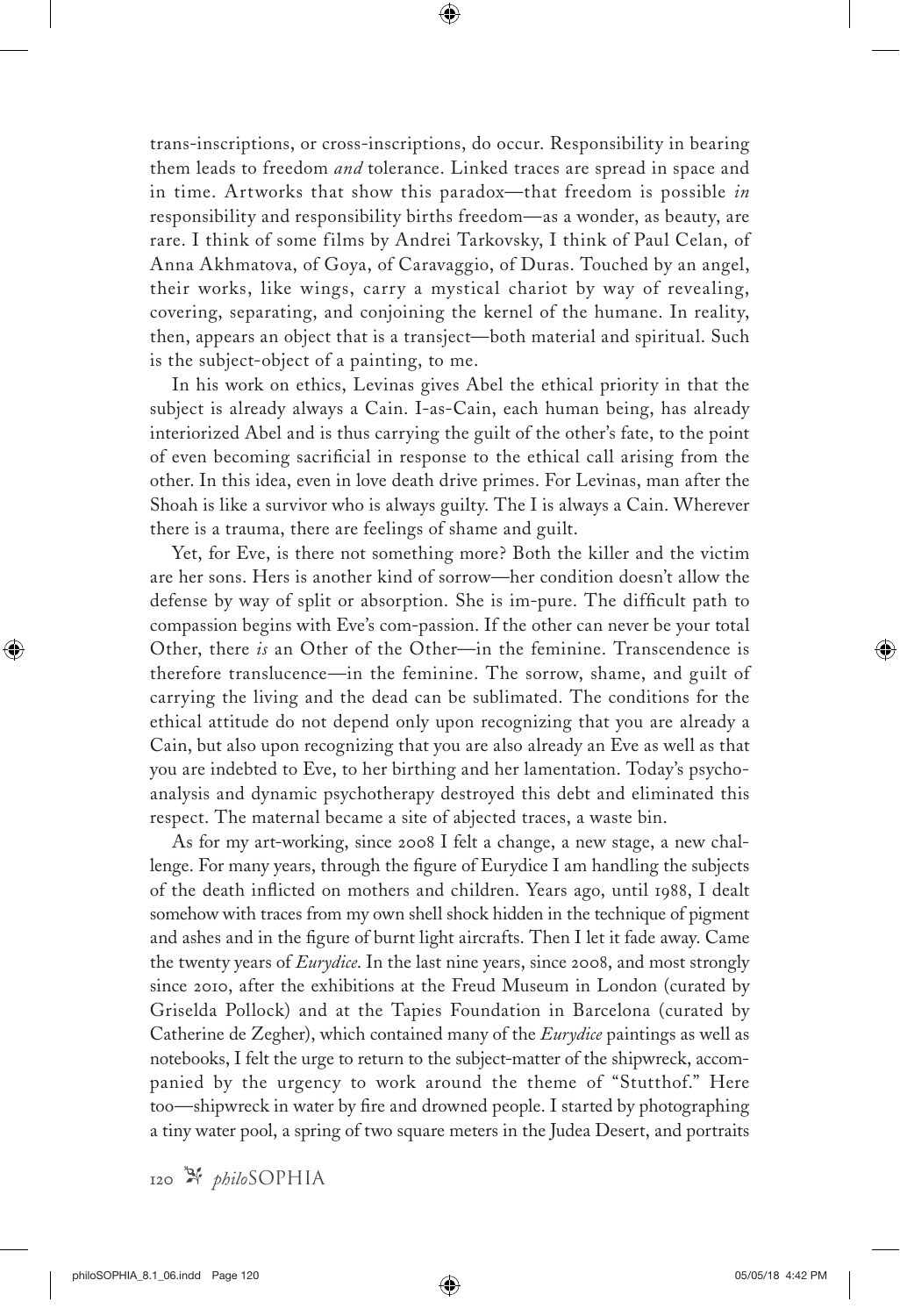trans-inscriptions, or cross-inscriptions, do occur. Responsibility in bearing them leads to freedom *and* tolerance. Linked traces are spread in space and in time. Artworks that show this paradox—that freedom is possible *in* responsibility and responsibility births freedom—as a wonder, as beauty, are rare. I think of some films by Andrei Tarkovsky, I think of Paul Celan, of Anna Akhmatova, of Goya, of Caravaggio, of Duras. Touched by an angel, their works, like wings, carry a mystical chariot by way of revealing, covering, separating, and conjoining the kernel of the humane. In reality, then, appears an object that is a transject—both material and spiritual. Such is the subject-object of a painting, to me.

In his work on ethics, Levinas gives Abel the ethical priority in that the subject is already always a Cain. I-as-Cain, each human being, has already interiorized Abel and is thus carrying the guilt of the other's fate, to the point of even becoming sacrificial in response to the ethical call arising from the other. In this idea, even in love death drive primes. For Levinas, man after the Shoah is like a survivor who is always guilty. The I is always a Cain. Wherever there is a trauma, there are feelings of shame and guilt.

Yet, for Eve, is there not something more? Both the killer and the victim are her sons. Hers is another kind of sorrow—her condition doesn't allow the defense by way of split or absorption. She is im-pure. The difficult path to compassion begins with Eve's com-passion. If the other can never be your total Other, there *is* an Other of the Other—in the feminine. Transcendence is therefore translucence—in the feminine. The sorrow, shame, and guilt of carrying the living and the dead can be sublimated. The conditions for the ethical attitude do not depend only upon recognizing that you are already a Cain, but also upon recognizing that you are also already an Eve as well as that you are indebted to Eve, to her birthing and her lamentation. Today's psychoanalysis and dynamic psychotherapy destroyed this debt and eliminated this respect. The maternal became a site of abjected traces, a waste bin.

As for my art-working, since 2008 I felt a change, a new stage, a new challenge. For many years, through the figure of Eurydice I am handling the subjects of the death inflicted on mothers and children. Years ago, until 1988, I dealt somehow with traces from my own shell shock hidden in the technique of pigment and ashes and in the figure of burnt light aircrafts. Then I let it fade away. Came the twenty years of *Eurydice*. In the last nine years, since 2008, and most strongly since 2010, after the exhibitions at the Freud Museum in London (curated by Griselda Pollock) and at the Tapies Foundation in Barcelona (curated by Catherine de Zegher), which contained many of the *Eurydice* paintings as well as notebooks, I felt the urge to return to the subject-matter of the shipwreck, accompanied by the urgency to work around the theme of "Stutthof." Here too—shipwreck in water by fire and drowned people. I started by photographing a tiny water pool, a spring of two square meters in the Judea Desert, and portraits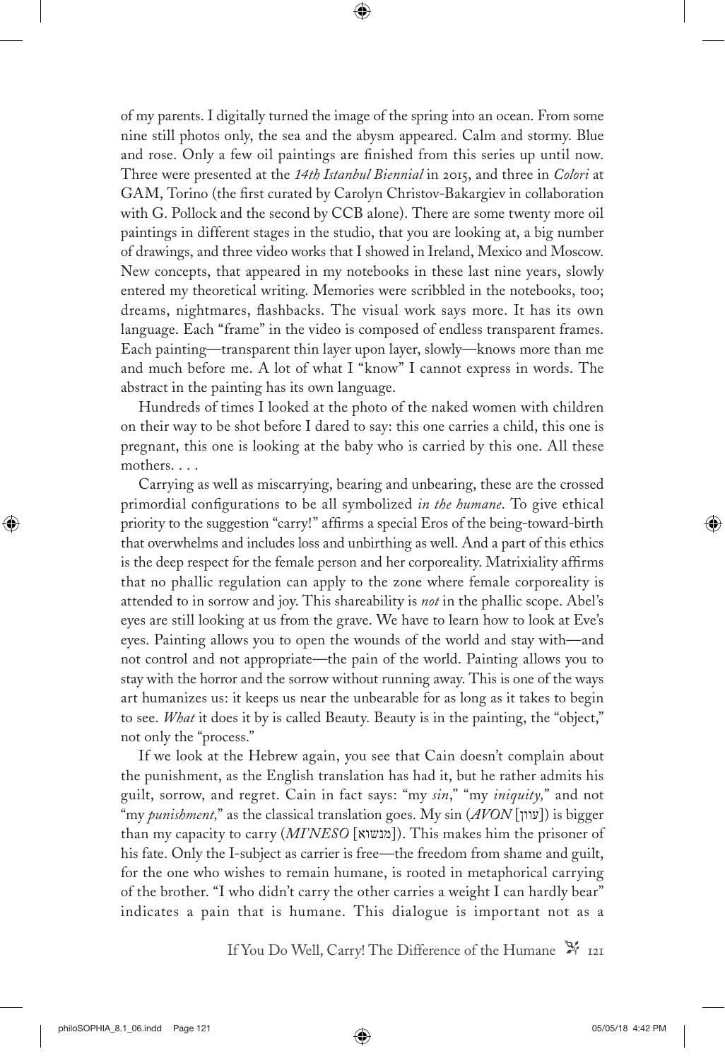of my parents. I digitally turned the image of the spring into an ocean. From some nine still photos only, the sea and the abysm appeared. Calm and stormy. Blue and rose. Only a few oil paintings are finished from this series up until now. Three were presented at the *14th Istanbul Biennial* in 2015, and three in *Colori* at GAM, Torino (the first curated by Carolyn Christov-Bakargiev in collaboration with G. Pollock and the second by CCB alone). There are some twenty more oil paintings in different stages in the studio, that you are looking at, a big number of drawings, and three video works that I showed in Ireland, Mexico and Moscow. New concepts, that appeared in my notebooks in these last nine years, slowly entered my theoretical writing. Memories were scribbled in the notebooks, too; dreams, nightmares, flashbacks. The visual work says more. It has its own language. Each "frame" in the video is composed of endless transparent frames. Each painting—transparent thin layer upon layer, slowly—knows more than me and much before me. A lot of what I "know" I cannot express in words. The abstract in the painting has its own language.

Hundreds of times I looked at the photo of the naked women with children on their way to be shot before I dared to say: this one carries a child, this one is pregnant, this one is looking at the baby who is carried by this one. All these mothers. . . .

Carrying as well as miscarrying, bearing and unbearing, these are the crossed primordial configurations to be all symbolized *in the humane*. To give ethical priority to the suggestion "carry!" affirms a special Eros of the being-toward-birth that overwhelms and includes loss and unbirthing as well. And a part of this ethics is the deep respect for the female person and her corporeality. Matrixiality affirms that no phallic regulation can apply to the zone where female corporeality is attended to in sorrow and joy. This shareability is *not* in the phallic scope. Abel's eyes are still looking at us from the grave. We have to learn how to look at Eve's eyes. Painting allows you to open the wounds of the world and stay with—and not control and not appropriate—the pain of the world. Painting allows you to stay with the horror and the sorrow without running away. This is one of the ways art humanizes us: it keeps us near the unbearable for as long as it takes to begin to see. *What* it does it by is called Beauty. Beauty is in the painting, the "object," not only the "process."

If we look at the Hebrew again, you see that Cain doesn't complain about the punishment, as the English translation has had it, but he rather admits his guilt, sorrow, and regret. Cain in fact says: "my *sin*," "my *iniquity,*" and not "my *punishment,*" as the classical translation goes. My sin (*AVON* [עוון]) is bigger than my capacity to carry (*MI'NESO* [מנשוא]). This makes him the prisoner of his fate. Only the I-subject as carrier is free—the freedom from shame and guilt, for the one who wishes to remain humane, is rooted in metaphorical carrying of the brother. "I who didn't carry the other carries a weight I can hardly bear" indicates a pain that is humane. This dialogue is important not as a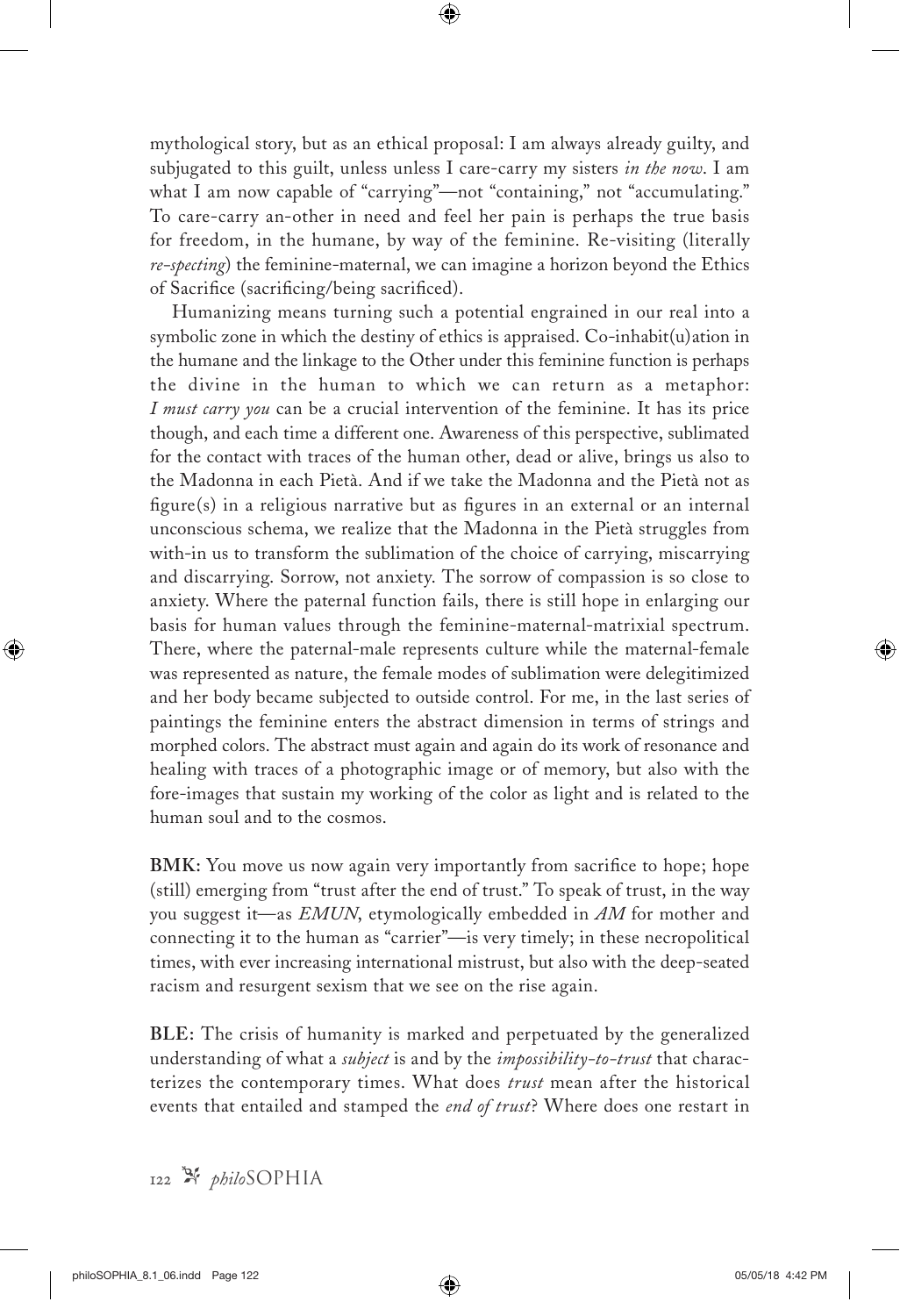mythological story, but as an ethical proposal: I am always already guilty, and subjugated to this guilt, unless unless I care-carry my sisters *in the now*. I am what I am now capable of "carrying"—not "containing," not "accumulating." To care-carry an-other in need and feel her pain is perhaps the true basis for freedom, in the humane, by way of the feminine. Re-visiting (literally *re-specting*) the feminine-maternal, we can imagine a horizon beyond the Ethics of Sacrifice (sacrificing/being sacrificed).

Humanizing means turning such a potential engrained in our real into a symbolic zone in which the destiny of ethics is appraised. Co-inhabit(u)ation in the humane and the linkage to the Other under this feminine function is perhaps the divine in the human to which we can return as a metaphor: *I must carry you* can be a crucial intervention of the feminine. It has its price though, and each time a different one. Awareness of this perspective, sublimated for the contact with traces of the human other, dead or alive, brings us also to the Madonna in each Pietà. And if we take the Madonna and the Pietà not as figure(s) in a religious narrative but as figures in an external or an internal unconscious schema, we realize that the Madonna in the Pietà struggles from with-in us to transform the sublimation of the choice of carrying, miscarrying and discarrying. Sorrow, not anxiety. The sorrow of compassion is so close to anxiety. Where the paternal function fails, there is still hope in enlarging our basis for human values through the feminine-maternal-matrixial spectrum. There, where the paternal-male represents culture while the maternal-female was represented as nature, the female modes of sublimation were delegitimized and her body became subjected to outside control. For me, in the last series of paintings the feminine enters the abstract dimension in terms of strings and morphed colors. The abstract must again and again do its work of resonance and healing with traces of a photographic image or of memory, but also with the fore-images that sustain my working of the color as light and is related to the human soul and to the cosmos.

**BMK:** You move us now again very importantly from sacrifice to hope; hope (still) emerging from "trust after the end of trust." To speak of trust, in the way you suggest it—as *EMUN*, etymologically embedded in *AM* for mother and connecting it to the human as "carrier"—is very timely; in these necropolitical times, with ever increasing international mistrust, but also with the deep-seated racism and resurgent sexism that we see on the rise again.

**BLE:** The crisis of humanity is marked and perpetuated by the generalized understanding of what a *subject* is and by the *impossibility-to-trust* that characterizes the contemporary times. What does *trust* mean after the historical events that entailed and stamped the *end of trust*? Where does one restart in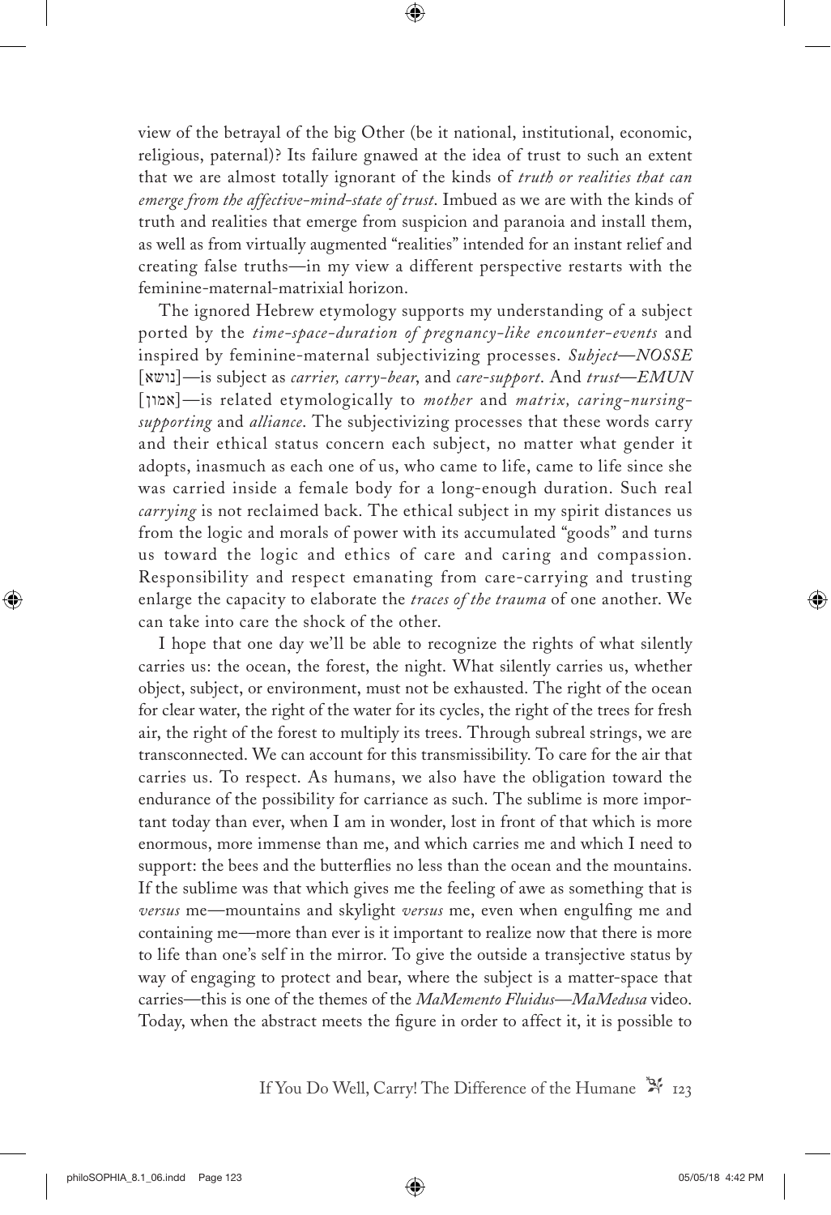view of the betrayal of the big Other (be it national, institutional, economic, religious, paternal)? Its failure gnawed at the idea of trust to such an extent that we are almost totally ignorant of the kinds of *truth or realities that can emerge from the affective-mind-state of trust*. Imbued as we are with the kinds of truth and realities that emerge from suspicion and paranoia and install them, as well as from virtually augmented "realities" intended for an instant relief and creating false truths—in my view a different perspective restarts with the feminine-maternal-matrixial horizon.

The ignored Hebrew etymology supports my understanding of a subject ported by the *time-space-duration of pregnancy-like encounter-events* and inspired by feminine-maternal subjectivizing processes. *Subject—NOSSE* [נושא]—is subject as *carrier, carry-bear*, and *care-support*. And *trust—EMUN* [אמון]—is related etymologically to *mother* and *matrix, caring-nursing-supporting* and *alliance*. The subjectivizing processes that these words carry and their ethical status concern each subject, no matter what gender it adopts, inasmuch as each one of us, who came to life, came to life since she was carried inside a female body for a long-enough duration. Such real *carrying* is not reclaimed back. The ethical subject in my spirit distances us from the logic and morals of power with its accumulated "goods" and turns us toward the logic and ethics of care and caring and compassion. Responsibility and respect emanating from care-carrying and trusting enlarge the capacity to elaborate the *traces of the trauma* of one another. We can take into care the shock of the other.

I hope that one day we'll be able to recognize the rights of what silently carries us: the ocean, the forest, the night. What silently carries us, whether object, subject, or environment, must not be exhausted. The right of the ocean for clear water, the right of the water for its cycles, the right of the trees for fresh air, the right of the forest to multiply its trees. Through subreal strings, we are transconnected. We can account for this transmissibility. To care for the air that carries us. To respect. As humans, we also have the obligation toward the endurance of the possibility for carriance as such. The sublime is more important today than ever, when I am in wonder, lost in front of that which is more enormous, more immense than me, and which carries me and which I need to support: the bees and the butterflies no less than the ocean and the mountains. If the sublime was that which gives me the feeling of awe as something that is *versus* me—mountains and skylight *versus* me, even when engulfing me and containing me—more than ever is it important to realize now that there is more to life than one's self in the mirror. To give the outside a transjective status by way of engaging to protect and bear, where the subject is a matter-space that carries—this is one of the themes of the *MaMemento Fluidus—MaMedusa* video. Today, when the abstract meets the figure in order to affect it, it is possible to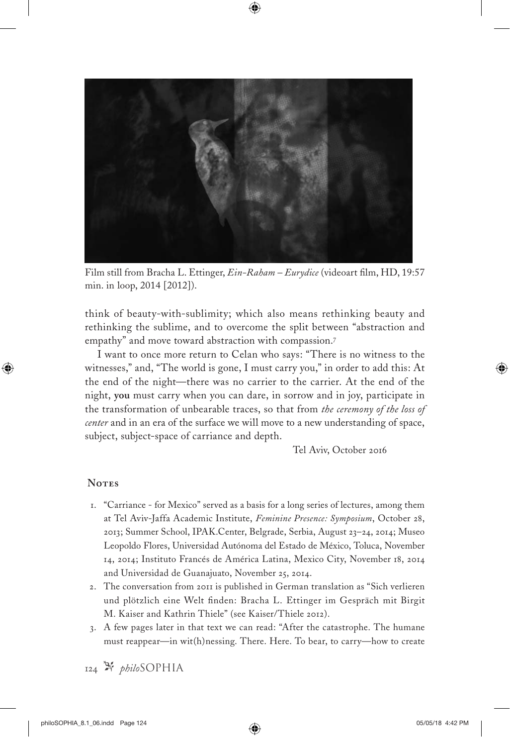Film still from Bracha L. Ettinger, *Ein-Raham – Eurydice* (videoart film, HD, 19:57 min. in loop, 2014 [2012]).

think of beauty-with-sublimity; which also means rethinking beauty and rethinking the sublime, and to overcome the split between "abstraction and empathy" and move toward abstraction with compassion.[7]

I want to once more return to Celan who says: "There is no witness to the witnesses," and, "The world is gone, I must carry you," in order to add this: At the end of the night—there was no carrier to the carrier. At the end of the night, **you** must carry when you can dare, in sorrow and in joy, participate in the transformation of unbearable traces, so that from *the ceremony of the loss of center* and in an era of the surface we will move to a new understanding of space, subject, subject-space of carriance and depth.

Tel Aviv, October 2016

## Notes

1. "Carriance - for Mexico" served as a basis for a long series of lectures, among them at Tel Aviv-Jaffa Academic Institute, *Feminine Presence: Symposium*, October 28, 2013; Summer School, IPAK.Center, Belgrade, Serbia, August 23–24, 2014; Museo Leopoldo Flores, Universidad Autónoma del Estado de México, Toluca, November 14, 2014; Instituto Francés de América Latina, Mexico City, November 18, 2014 and Universidad de Guanajuato, November 25, 2014.
2. The conversation from 2011 is published in German translation as "Sich verlieren und plötzlich eine Welt finden: Bracha L. Ettinger im Gespräch mit Birgit M. Kaiser and Kathrin Thiele" (see Kaiser/Thiele 2012).
3. A few pages later in that text we can read: "After the catastrophe. The humane must reappear—in wit(h)nessing. There. Here. To bear, to carry—how to create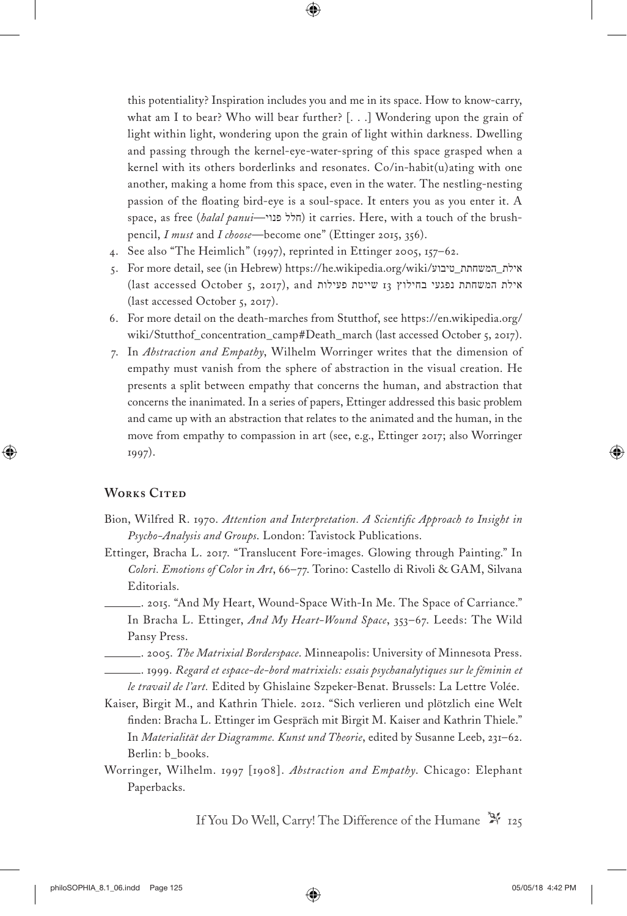this potentiality? Inspiration includes you and me in its space. How to know-carry, what am I to bear? Who will bear further? [. . .] Wondering upon the grain of light within light, wondering upon the grain of light within darkness. Dwelling and passing through the kernel-eye-water-spring of this space grasped when a kernel with its others borderlinks and resonates. Co/in-habit(u)ating with one another, making a home from this space, even in the water. The nestling-nesting passion of the floating bird-eye is a soul-space. It enters you as you enter it. A space, as free (*halal panui*—חלל פנוי) it carries. Here, with a touch of the brush-pencil, *I must* and *I choose*—become one" (Ettinger 2015, 356).

4. See also "The Heimlich" (1997), reprinted in Ettinger 2005, 157–62.
5. For more detail, see (in Hebrew) https://he.wikipedia.org/wiki/אילת_המשחתת_טיבוע (last accessed October 5, 2017), and אילת המשחתת נפגעי בחילוץ 13 שייטת פעילות (last accessed October 5, 2017).
6. For more detail on the death-marches from Stutthof, see https://en.wikipedia.org/wiki/Stutthof_concentration_camp#Death_march (last accessed October 5, 2017).
7. In *Abstraction and Empathy*, Wilhelm Worringer writes that the dimension of empathy must vanish from the sphere of abstraction in the visual creation. He presents a split between empathy that concerns the human, and abstraction that concerns the inanimated. In a series of papers, Ettinger addressed this basic problem and came up with an abstraction that relates to the animated and the human, in the move from empathy to compassion in art (see, e.g., Ettinger 2017; also Worringer 1997).

## Works Cited

Bion, Wilfred R. 1970. *Attention and Interpretation. A Scientific Approach to Insight in Psycho-Analysis and Groups*. London: Tavistock Publications.

Ettinger, Bracha L. 2017. "Translucent Fore-images. Glowing through Painting." In *Colori. Emotions of Color in Art*, 66–77. Torino: Castello di Rivoli & GAM, Silvana Editorials.

______. 2015. "And My Heart, Wound-Space With-In Me. The Space of Carriance." In Bracha L. Ettinger, *And My Heart-Wound Space*, 353–67. Leeds: The Wild Pansy Press.

______. 2005. *The Matrixial Borderspace*. Minneapolis: University of Minnesota Press.

______. 1999. *Regard et espace-de-bord matrixiels: essais psychanalytiques sur le féminin et le travail de l'art.* Edited by Ghislaine Szpeker-Benat. Brussels: La Lettre Volée.

Kaiser, Birgit M., and Kathrin Thiele. 2012. "Sich verlieren und plötzlich eine Welt finden: Bracha L. Ettinger im Gespräch mit Birgit M. Kaiser and Kathrin Thiele." In *Materialität der Diagramme. Kunst und Theorie*, edited by Susanne Leeb, 231–62. Berlin: b_books.

Worringer, Wilhelm. 1997 [1908]. *Abstraction and Empathy*. Chicago: Elephant Paperbacks.